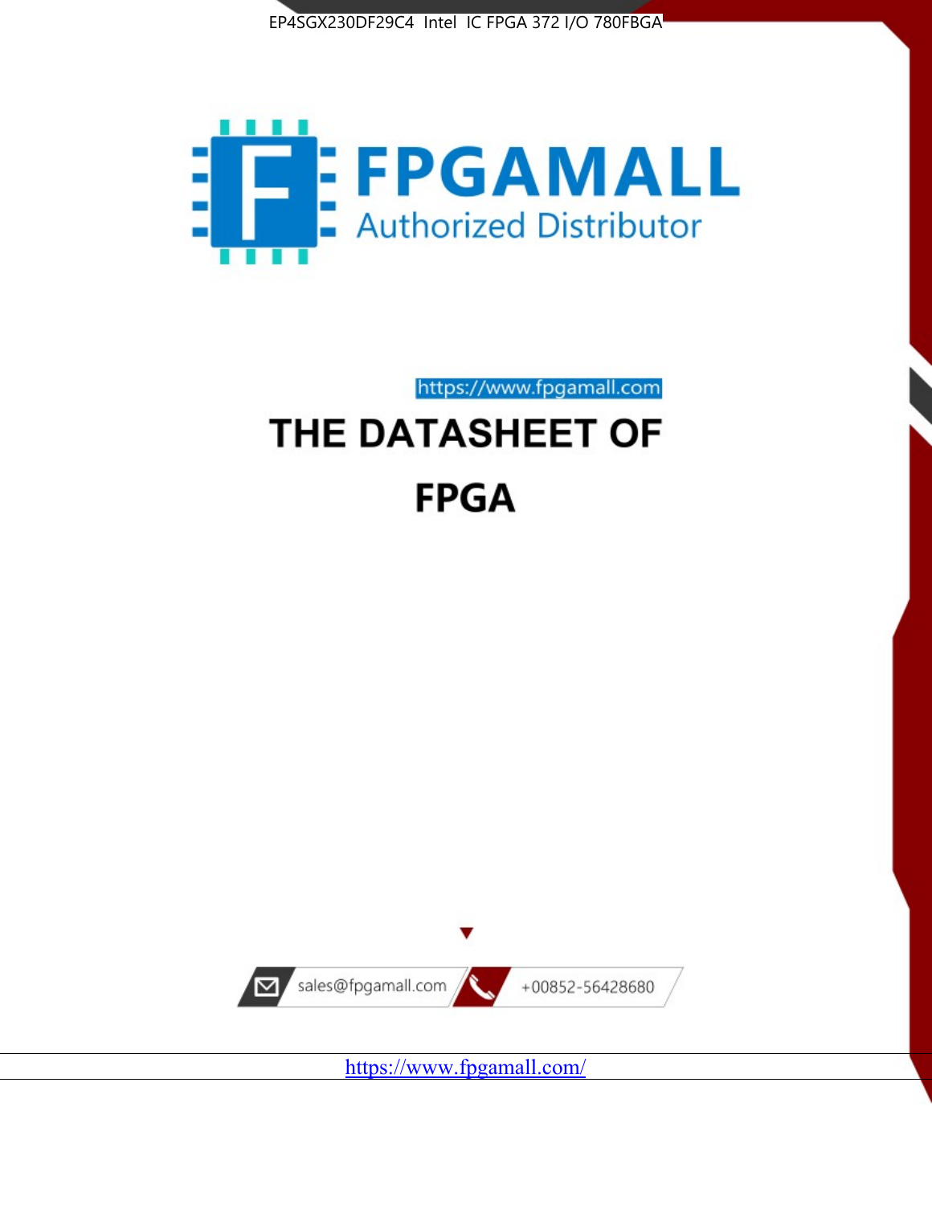EP4SGX230DF29C4 Intel IC FPGA 372 I/O 780FBGA

FPGAMALL

Authorized Distributor

https://www.fpgamall.com

# THE DATASHEET OF

# FPGA

sales@fpgamall.com

+00852-56428680

https://www.fpgamall.com/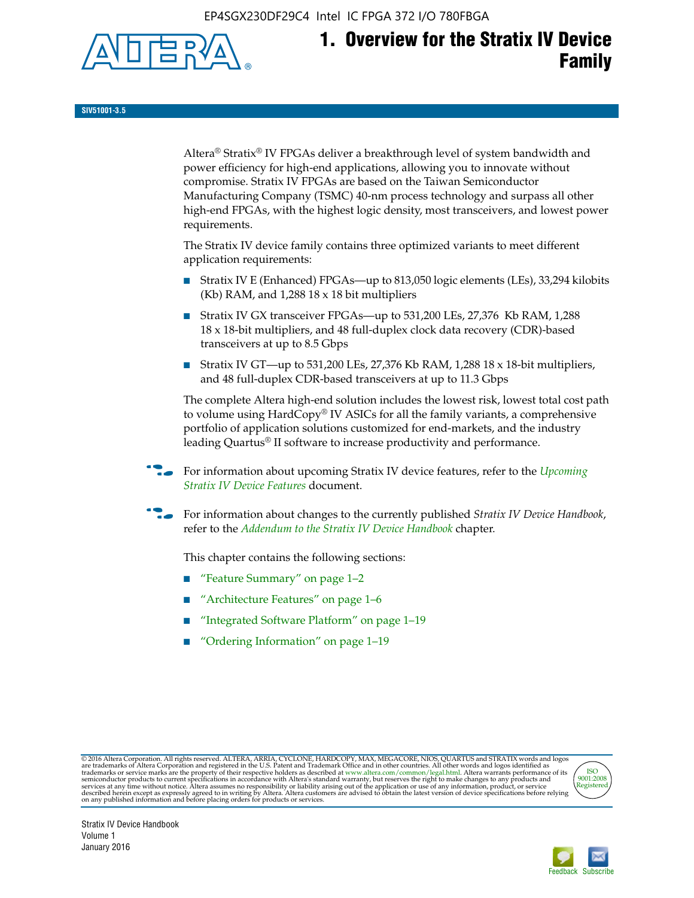# 1. Overview for the Stratix IV Device Family

SIV51001-3.5

Altera® Stratix® IV FPGAs deliver a breakthrough level of system bandwidth and power efficiency for high-end applications, allowing you to innovate without compromise. Stratix IV FPGAs are based on the Taiwan Semiconductor Manufacturing Company (TSMC) 40-nm process technology and surpass all other high-end FPGAs, with the highest logic density, most transceivers, and lowest power requirements.

The Stratix IV device family contains three optimized variants to meet different application requirements:

- Stratix IV E (Enhanced) FPGAs—up to 813,050 logic elements (LEs), 33,294 kilobits (Kb) RAM, and 1,288 18 x 18 bit multipliers
- Stratix IV GX transceiver FPGAs—up to 531,200 LEs, 27,376 Kb RAM, 1,288 18 x 18-bit multipliers, and 48 full-duplex clock data recovery (CDR)-based transceivers at up to 8.5 Gbps
- Stratix IV GT—up to 531,200 LEs, 27,376 Kb RAM, 1,288 18 x 18-bit multipliers, and 48 full-duplex CDR-based transceivers at up to 11.3 Gbps

The complete Altera high-end solution includes the lowest risk, lowest total cost path to volume using HardCopy® IV ASICs for all the family variants, a comprehensive portfolio of application solutions customized for end-markets, and the industry leading Quartus® II software to increase productivity and performance.

For information about upcoming Stratix IV device features, refer to the *Upcoming Stratix IV Device Features* document.

For information about changes to the currently published *Stratix IV Device Handbook*, refer to the *Addendum to the Stratix IV Device Handbook* chapter.

This chapter contains the following sections:

- "Feature Summary" on page 1–2
- "Architecture Features" on page 1–6
- "Integrated Software Platform" on page 1–19
- "Ordering Information" on page 1–19

© 2016 Altera Corporation. All rights reserved. ALTERA, ARRIA, CYCLONE, HARDCOPY, MAX, MEGACORE, NIOS, QUARTUS and STRATIX words and logos are trademarks of Altera Corporation and registered in the U.S. Patent and Trademark Office and in other countries. All other words and logos identified as trademarks or service marks are the property of their respective holders as described at www.altera.com/common/legal.html. Altera warrants performance of its semiconductor products to current specifications in accordance with Altera's standard warranty, but reserves the right to make changes to any products and services at any time without notice. Altera assumes no responsibility or liability arising out of the application or use of any information, product, or service described herein except as expressly agreed to in writing by Altera. Altera customers are advised to obtain the latest version of device specifications before relying on any published information and before placing orders for products or services.

Stratix IV Device Handbook
Volume 1
January 2016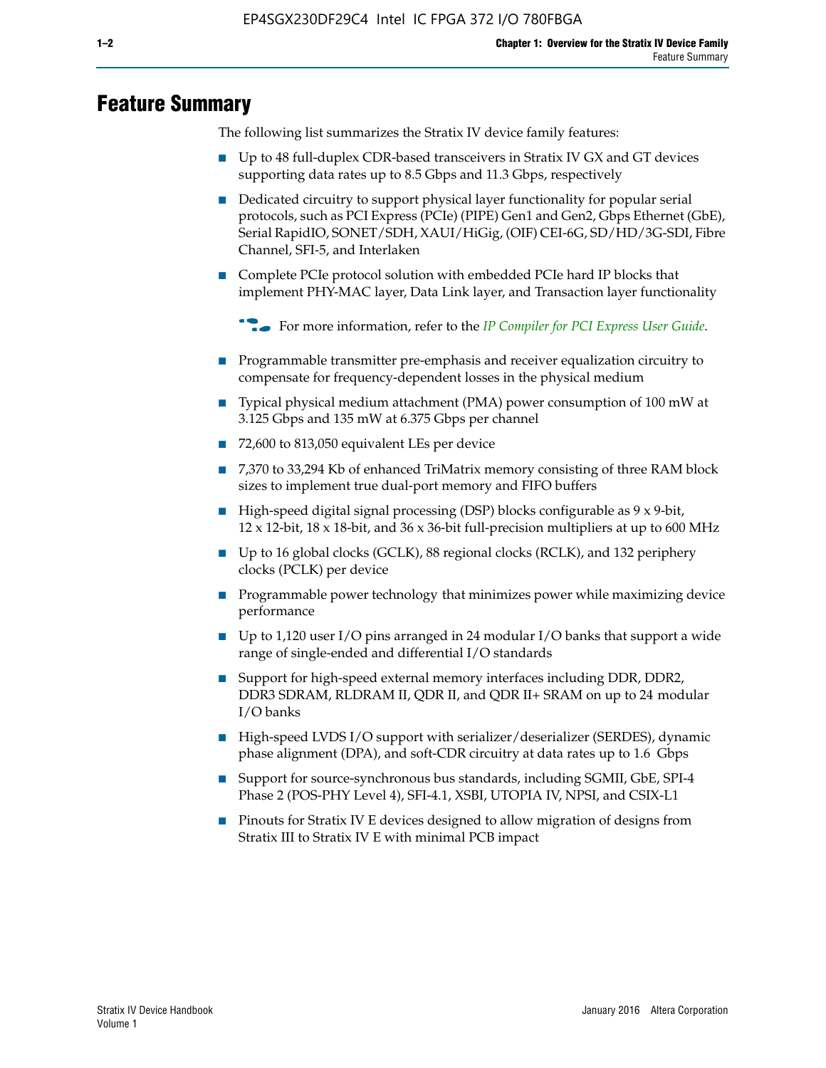# Feature Summary

The following list summarizes the Stratix IV device family features:

- Up to 48 full-duplex CDR-based transceivers in Stratix IV GX and GT devices supporting data rates up to 8.5 Gbps and 11.3 Gbps, respectively
- Dedicated circuitry to support physical layer functionality for popular serial protocols, such as PCI Express (PCIe) (PIPE) Gen1 and Gen2, Gbps Ethernet (GbE), Serial RapidIO, SONET/SDH, XAUI/HiGig, (OIF) CEI-6G, SD/HD/3G-SDI, Fibre Channel, SFI-5, and Interlaken
- Complete PCIe protocol solution with embedded PCIe hard IP blocks that implement PHY-MAC layer, Data Link layer, and Transaction layer functionality

  For more information, refer to the *IP Compiler for PCI Express User Guide*.

- Programmable transmitter pre-emphasis and receiver equalization circuitry to compensate for frequency-dependent losses in the physical medium
- Typical physical medium attachment (PMA) power consumption of 100 mW at 3.125 Gbps and 135 mW at 6.375 Gbps per channel
- 72,600 to 813,050 equivalent LEs per device
- 7,370 to 33,294 Kb of enhanced TriMatrix memory consisting of three RAM block sizes to implement true dual-port memory and FIFO buffers
- High-speed digital signal processing (DSP) blocks configurable as 9 x 9-bit, 12 x 12-bit, 18 x 18-bit, and 36 x 36-bit full-precision multipliers at up to 600 MHz
- Up to 16 global clocks (GCLK), 88 regional clocks (RCLK), and 132 periphery clocks (PCLK) per device
- Programmable power technology that minimizes power while maximizing device performance
- Up to 1,120 user I/O pins arranged in 24 modular I/O banks that support a wide range of single-ended and differential I/O standards
- Support for high-speed external memory interfaces including DDR, DDR2, DDR3 SDRAM, RLDRAM II, QDR II, and QDR II+ SRAM on up to 24 modular I/O banks
- High-speed LVDS I/O support with serializer/deserializer (SERDES), dynamic phase alignment (DPA), and soft-CDR circuitry at data rates up to 1.6 Gbps
- Support for source-synchronous bus standards, including SGMII, GbE, SPI-4 Phase 2 (POS-PHY Level 4), SFI-4.1, XSBI, UTOPIA IV, NPSI, and CSIX-L1
- Pinouts for Stratix IV E devices designed to allow migration of designs from Stratix III to Stratix IV E with minimal PCB impact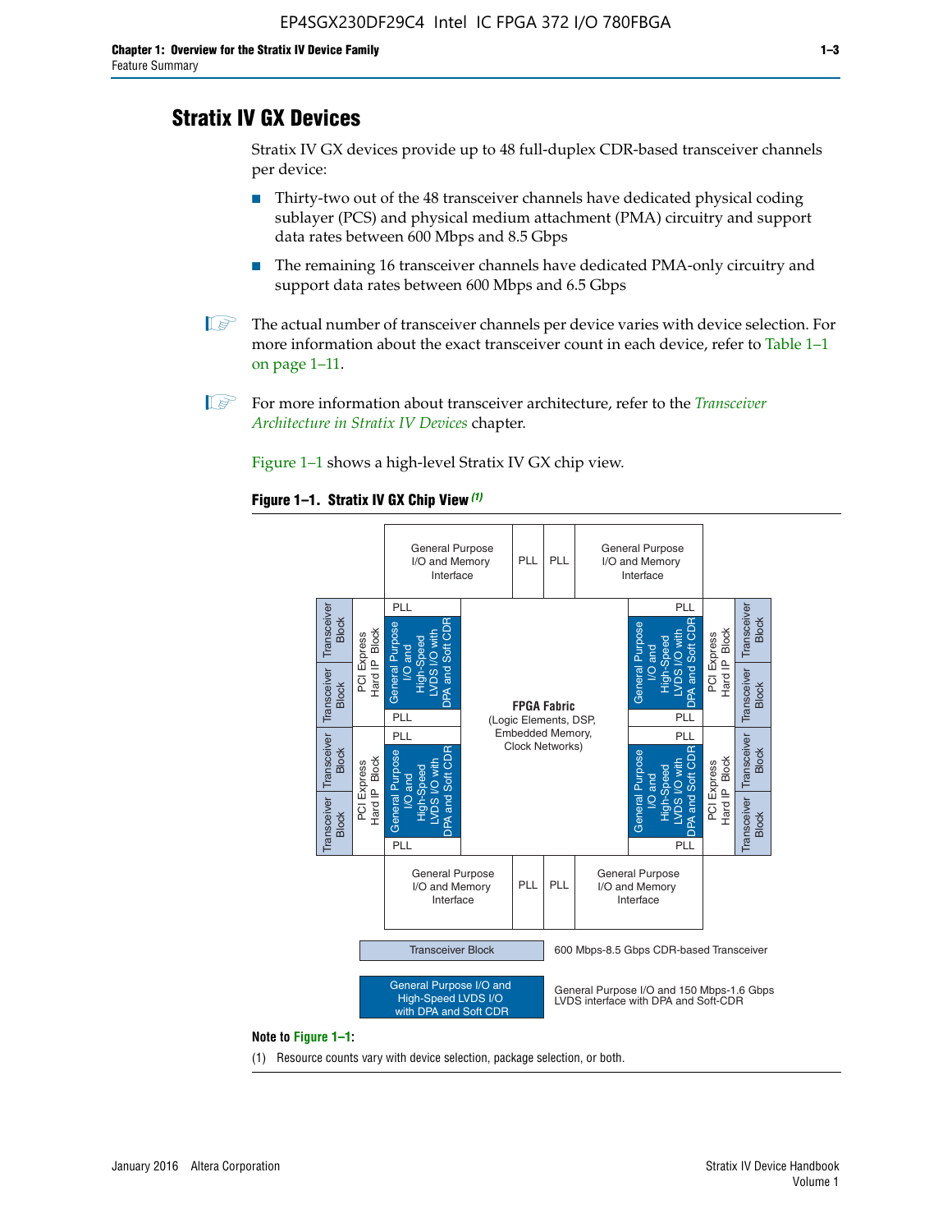## Stratix IV GX Devices

Stratix IV GX devices provide up to 48 full-duplex CDR-based transceiver channels per device:

- Thirty-two out of the 48 transceiver channels have dedicated physical coding sublayer (PCS) and physical medium attachment (PMA) circuitry and support data rates between 600 Mbps and 8.5 Gbps
- The remaining 16 transceiver channels have dedicated PMA-only circuitry and support data rates between 600 Mbps and 6.5 Gbps

The actual number of transceiver channels per device varies with device selection. For more information about the exact transceiver count in each device, refer to Table 1–1 on page 1–11.

For more information about transceiver architecture, refer to the *Transceiver Architecture in Stratix IV Devices* chapter.

Figure 1–1 shows a high-level Stratix IV GX chip view.

**Figure 1–1. Stratix IV GX Chip View** *(1)*

General Purpose I/O and Memory Interface | PLL | PLL | General Purpose I/O and Memory Interface

Transceiver Block | Transceiver Block | PCI Express Hard IP Block | PLL | General Purpose I/O and High-Speed LVDS I/O with DPA and Soft CDR | PLL

**FPGA Fabric** (Logic Elements, DSP, Embedded Memory, Clock Networks)

General Purpose I/O and Memory Interface | PLL | PLL | General Purpose I/O and Memory Interface

Transceiver Block — 600 Mbps-8.5 Gbps CDR-based Transceiver

General Purpose I/O and High-Speed LVDS I/O with DPA and Soft CDR — General Purpose I/O and 150 Mbps-1.6 Gbps LVDS interface with DPA and Soft-CDR

**Note to Figure 1–1:**

(1) Resource counts vary with device selection, package selection, or both.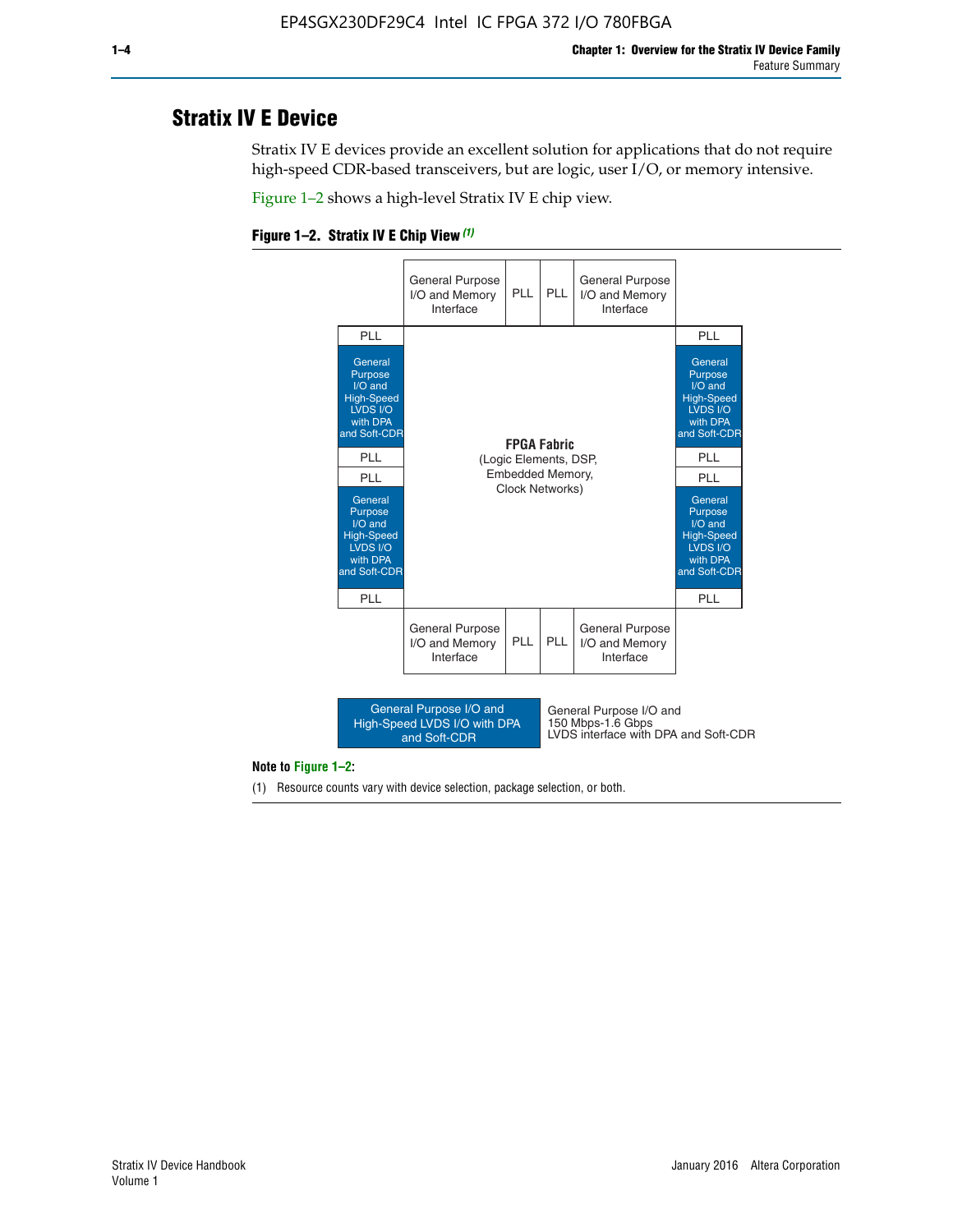# Stratix IV E Device

Stratix IV E devices provide an excellent solution for applications that do not require high-speed CDR-based transceivers, but are logic, user I/O, or memory intensive.

Figure 1–2 shows a high-level Stratix IV E chip view.

**Figure 1–2. Stratix IV E Chip View (1)**

| | General Purpose I/O and Memory Interface | PLL | PLL | General Purpose I/O and Memory Interface | |
|---|---|---|---|---|---|
| PLL | | | | | PLL |
| General Purpose I/O and High-Speed LVDS I/O with DPA and Soft-CDR | | | | | General Purpose I/O and High-Speed LVDS I/O with DPA and Soft-CDR |
| PLL | | | | | PLL |
| PLL | | **FPGA Fabric** (Logic Elements, DSP, Embedded Memory, Clock Networks) | | | PLL |
| General Purpose I/O and High-Speed LVDS I/O with DPA and Soft-CDR | | | | | General Purpose I/O and High-Speed LVDS I/O with DPA and Soft-CDR |
| PLL | | | | | PLL |
| | General Purpose I/O and Memory Interface | PLL | PLL | General Purpose I/O and Memory Interface | |

Legend: General Purpose I/O and High-Speed LVDS I/O with DPA and Soft-CDR — General Purpose I/O and 150 Mbps-1.6 Gbps LVDS interface with DPA and Soft-CDR

**Note to Figure 1–2:**

(1) Resource counts vary with device selection, package selection, or both.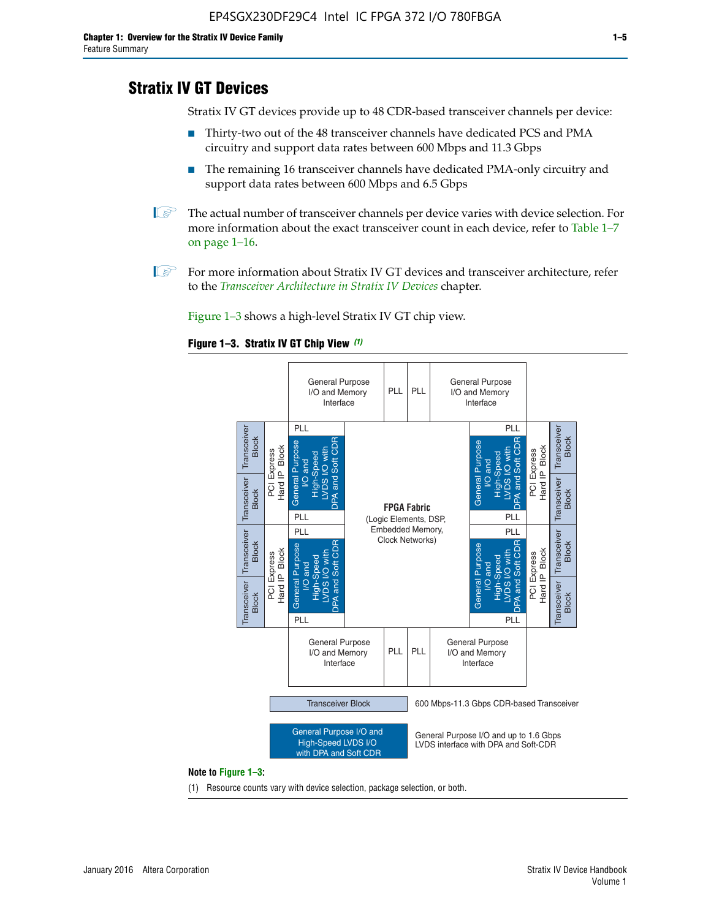EP4SGX230DF29C4 Intel IC FPGA 372 I/O 780FBGA

## Stratix IV GT Devices

Stratix IV GT devices provide up to 48 CDR-based transceiver channels per device:

- Thirty-two out of the 48 transceiver channels have dedicated PCS and PMA circuitry and support data rates between 600 Mbps and 11.3 Gbps
- The remaining 16 transceiver channels have dedicated PMA-only circuitry and support data rates between 600 Mbps and 6.5 Gbps

The actual number of transceiver channels per device varies with device selection. For more information about the exact transceiver count in each device, refer to Table 1–7 on page 1–16.

For more information about Stratix IV GT devices and transceiver architecture, refer to the *Transceiver Architecture in Stratix IV Devices* chapter.

Figure 1–3 shows a high-level Stratix IV GT chip view.

**Figure 1–3. Stratix IV GT Chip View** *(1)*

General Purpose I/O and Memory Interface | PLL | PLL | General Purpose I/O and Memory Interface

Transceiver Block | Transceiver Block | PCI Express Hard IP Block | PLL | General Purpose I/O and High-Speed LVDS I/O with DPA and Soft CDR | PLL

FPGA Fabric (Logic Elements, DSP, Embedded Memory, Clock Networks)

Transceiver Block: 600 Mbps-11.3 Gbps CDR-based Transceiver

General Purpose I/O and High-Speed LVDS I/O with DPA and Soft CDR: General Purpose I/O and up to 1.6 Gbps LVDS interface with DPA and Soft-CDR

**Note to Figure 1–3:**

(1) Resource counts vary with device selection, package selection, or both.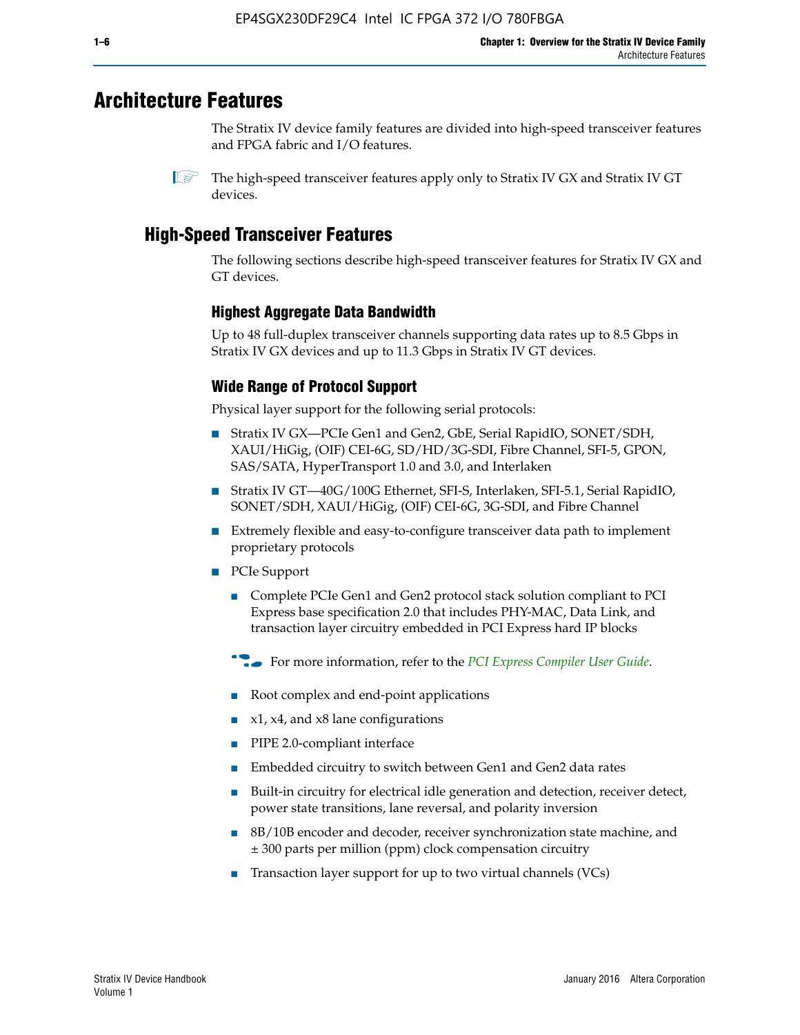# Architecture Features

The Stratix IV device family features are divided into high-speed transceiver features and FPGA fabric and I/O features.

The high-speed transceiver features apply only to Stratix IV GX and Stratix IV GT devices.

## High-Speed Transceiver Features

The following sections describe high-speed transceiver features for Stratix IV GX and GT devices.

### Highest Aggregate Data Bandwidth

Up to 48 full-duplex transceiver channels supporting data rates up to 8.5 Gbps in Stratix IV GX devices and up to 11.3 Gbps in Stratix IV GT devices.

### Wide Range of Protocol Support

Physical layer support for the following serial protocols:

- Stratix IV GX—PCIe Gen1 and Gen2, GbE, Serial RapidIO, SONET/SDH, XAUI/HiGig, (OIF) CEI-6G, SD/HD/3G-SDI, Fibre Channel, SFI-5, GPON, SAS/SATA, HyperTransport 1.0 and 3.0, and Interlaken
- Stratix IV GT—40G/100G Ethernet, SFI-S, Interlaken, SFI-5.1, Serial RapidIO, SONET/SDH, XAUI/HiGig, (OIF) CEI-6G, 3G-SDI, and Fibre Channel
- Extremely flexible and easy-to-configure transceiver data path to implement proprietary protocols
- PCIe Support
  - Complete PCIe Gen1 and Gen2 protocol stack solution compliant to PCI Express base specification 2.0 that includes PHY-MAC, Data Link, and transaction layer circuitry embedded in PCI Express hard IP blocks

  For more information, refer to the *PCI Express Compiler User Guide*.

  - Root complex and end-point applications
  - x1, x4, and x8 lane configurations
  - PIPE 2.0-compliant interface
  - Embedded circuitry to switch between Gen1 and Gen2 data rates
  - Built-in circuitry for electrical idle generation and detection, receiver detect, power state transitions, lane reversal, and polarity inversion
  - 8B/10B encoder and decoder, receiver synchronization state machine, and ± 300 parts per million (ppm) clock compensation circuitry
  - Transaction layer support for up to two virtual channels (VCs)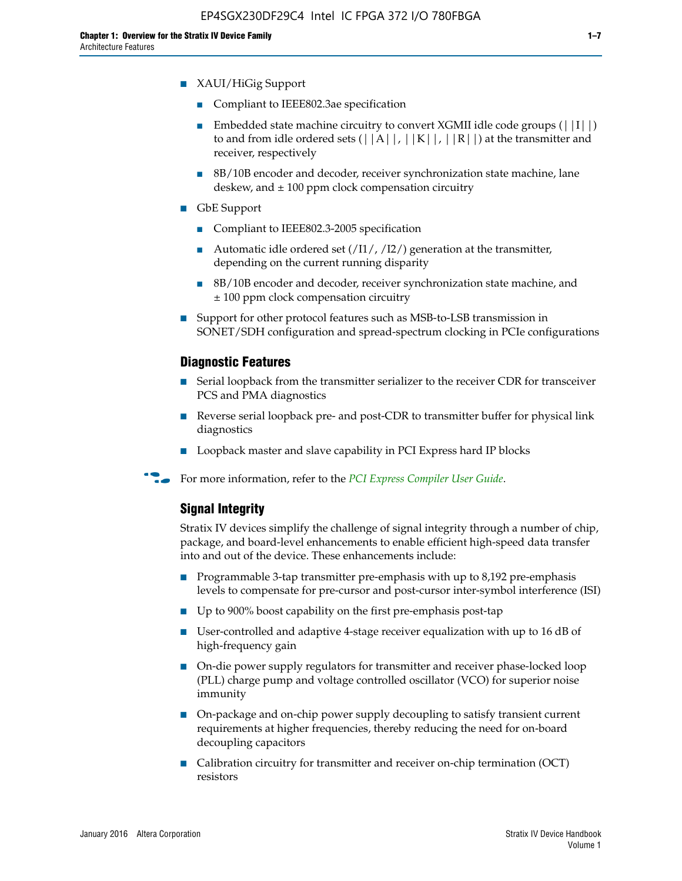- XAUI/HiGig Support
  - Compliant to IEEE802.3ae specification
  - Embedded state machine circuitry to convert XGMII idle code groups (||I||) to and from idle ordered sets (||A||, ||K||, ||R||) at the transmitter and receiver, respectively
  - 8B/10B encoder and decoder, receiver synchronization state machine, lane deskew, and ± 100 ppm clock compensation circuitry
- GbE Support
  - Compliant to IEEE802.3-2005 specification
  - Automatic idle ordered set (/I1/, /I2/) generation at the transmitter, depending on the current running disparity
  - 8B/10B encoder and decoder, receiver synchronization state machine, and ± 100 ppm clock compensation circuitry
- Support for other protocol features such as MSB-to-LSB transmission in SONET/SDH configuration and spread-spectrum clocking in PCIe configurations

### Diagnostic Features

- Serial loopback from the transmitter serializer to the receiver CDR for transceiver PCS and PMA diagnostics
- Reverse serial loopback pre- and post-CDR to transmitter buffer for physical link diagnostics
- Loopback master and slave capability in PCI Express hard IP blocks

For more information, refer to the *PCI Express Compiler User Guide*.

### Signal Integrity

Stratix IV devices simplify the challenge of signal integrity through a number of chip, package, and board-level enhancements to enable efficient high-speed data transfer into and out of the device. These enhancements include:

- Programmable 3-tap transmitter pre-emphasis with up to 8,192 pre-emphasis levels to compensate for pre-cursor and post-cursor inter-symbol interference (ISI)
- Up to 900% boost capability on the first pre-emphasis post-tap
- User-controlled and adaptive 4-stage receiver equalization with up to 16 dB of high-frequency gain
- On-die power supply regulators for transmitter and receiver phase-locked loop (PLL) charge pump and voltage controlled oscillator (VCO) for superior noise immunity
- On-package and on-chip power supply decoupling to satisfy transient current requirements at higher frequencies, thereby reducing the need for on-board decoupling capacitors
- Calibration circuitry for transmitter and receiver on-chip termination (OCT) resistors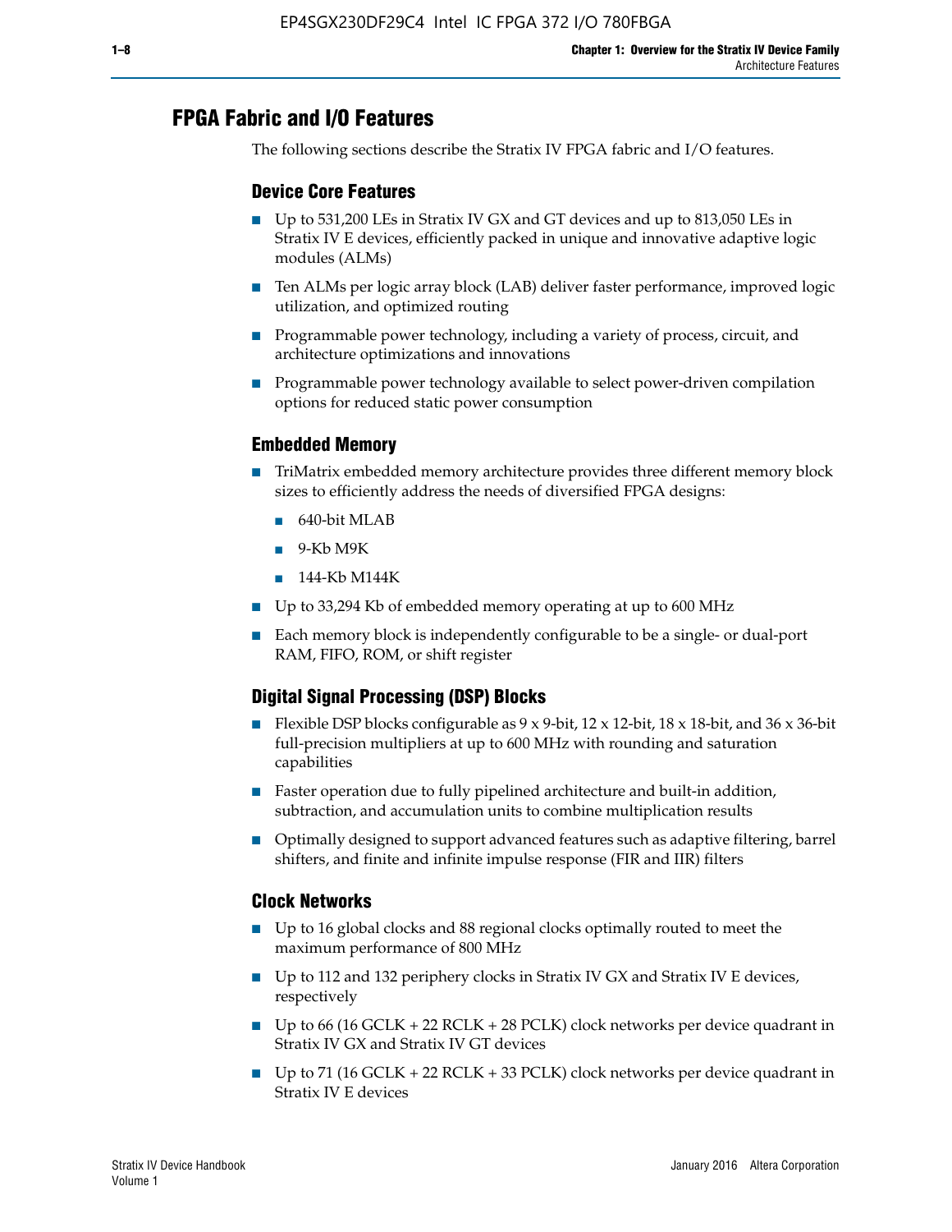## FPGA Fabric and I/O Features

The following sections describe the Stratix IV FPGA fabric and I/O features.

### Device Core Features

- Up to 531,200 LEs in Stratix IV GX and GT devices and up to 813,050 LEs in Stratix IV E devices, efficiently packed in unique and innovative adaptive logic modules (ALMs)
- Ten ALMs per logic array block (LAB) deliver faster performance, improved logic utilization, and optimized routing
- Programmable power technology, including a variety of process, circuit, and architecture optimizations and innovations
- Programmable power technology available to select power-driven compilation options for reduced static power consumption

### Embedded Memory

- TriMatrix embedded memory architecture provides three different memory block sizes to efficiently address the needs of diversified FPGA designs:
  - 640-bit MLAB
  - 9-Kb M9K
  - 144-Kb M144K
- Up to 33,294 Kb of embedded memory operating at up to 600 MHz
- Each memory block is independently configurable to be a single- or dual-port RAM, FIFO, ROM, or shift register

### Digital Signal Processing (DSP) Blocks

- Flexible DSP blocks configurable as 9 x 9-bit, 12 x 12-bit, 18 x 18-bit, and 36 x 36-bit full-precision multipliers at up to 600 MHz with rounding and saturation capabilities
- Faster operation due to fully pipelined architecture and built-in addition, subtraction, and accumulation units to combine multiplication results
- Optimally designed to support advanced features such as adaptive filtering, barrel shifters, and finite and infinite impulse response (FIR and IIR) filters

### Clock Networks

- Up to 16 global clocks and 88 regional clocks optimally routed to meet the maximum performance of 800 MHz
- Up to 112 and 132 periphery clocks in Stratix IV GX and Stratix IV E devices, respectively
- Up to 66 (16 GCLK + 22 RCLK + 28 PCLK) clock networks per device quadrant in Stratix IV GX and Stratix IV GT devices
- Up to 71 (16 GCLK + 22 RCLK + 33 PCLK) clock networks per device quadrant in Stratix IV E devices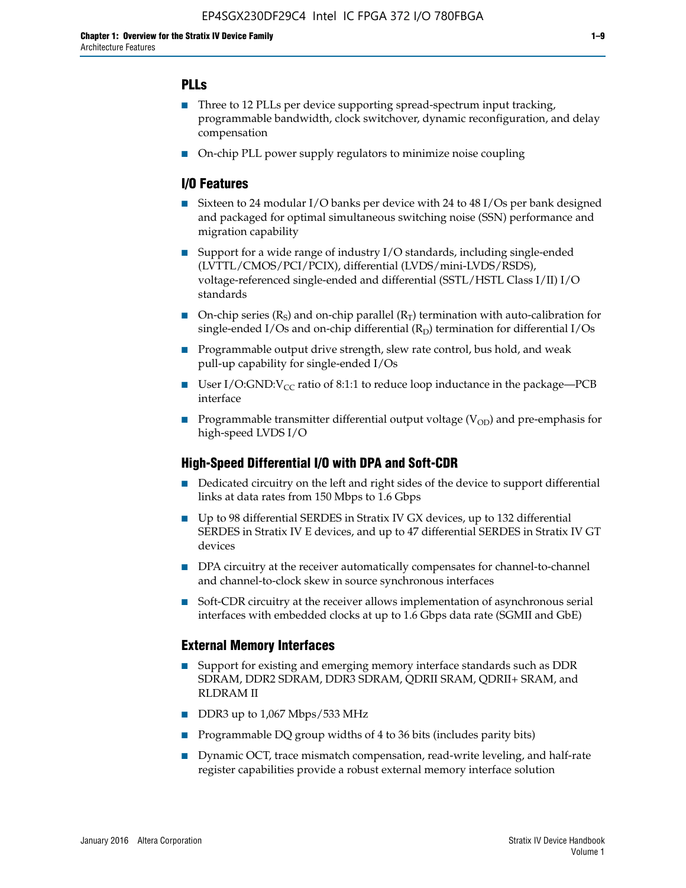## PLLs

- Three to 12 PLLs per device supporting spread-spectrum input tracking, programmable bandwidth, clock switchover, dynamic reconfiguration, and delay compensation
- On-chip PLL power supply regulators to minimize noise coupling

## I/O Features

- Sixteen to 24 modular I/O banks per device with 24 to 48 I/Os per bank designed and packaged for optimal simultaneous switching noise (SSN) performance and migration capability
- Support for a wide range of industry I/O standards, including single-ended (LVTTL/CMOS/PCI/PCIX), differential (LVDS/mini-LVDS/RSDS), voltage-referenced single-ended and differential (SSTL/HSTL Class I/II) I/O standards
- On-chip series ($R_S$) and on-chip parallel ($R_T$) termination with auto-calibration for single-ended I/Os and on-chip differential ($R_D$) termination for differential I/Os
- Programmable output drive strength, slew rate control, bus hold, and weak pull-up capability for single-ended I/Os
- User I/O:GND:$V_{CC}$ ratio of 8:1:1 to reduce loop inductance in the package—PCB interface
- Programmable transmitter differential output voltage ($V_{OD}$) and pre-emphasis for high-speed LVDS I/O

## High-Speed Differential I/O with DPA and Soft-CDR

- Dedicated circuitry on the left and right sides of the device to support differential links at data rates from 150 Mbps to 1.6 Gbps
- Up to 98 differential SERDES in Stratix IV GX devices, up to 132 differential SERDES in Stratix IV E devices, and up to 47 differential SERDES in Stratix IV GT devices
- DPA circuitry at the receiver automatically compensates for channel-to-channel and channel-to-clock skew in source synchronous interfaces
- Soft-CDR circuitry at the receiver allows implementation of asynchronous serial interfaces with embedded clocks at up to 1.6 Gbps data rate (SGMII and GbE)

## External Memory Interfaces

- Support for existing and emerging memory interface standards such as DDR SDRAM, DDR2 SDRAM, DDR3 SDRAM, QDRII SRAM, QDRII+ SRAM, and RLDRAM II
- DDR3 up to 1,067 Mbps/533 MHz
- Programmable DQ group widths of 4 to 36 bits (includes parity bits)
- Dynamic OCT, trace mismatch compensation, read-write leveling, and half-rate register capabilities provide a robust external memory interface solution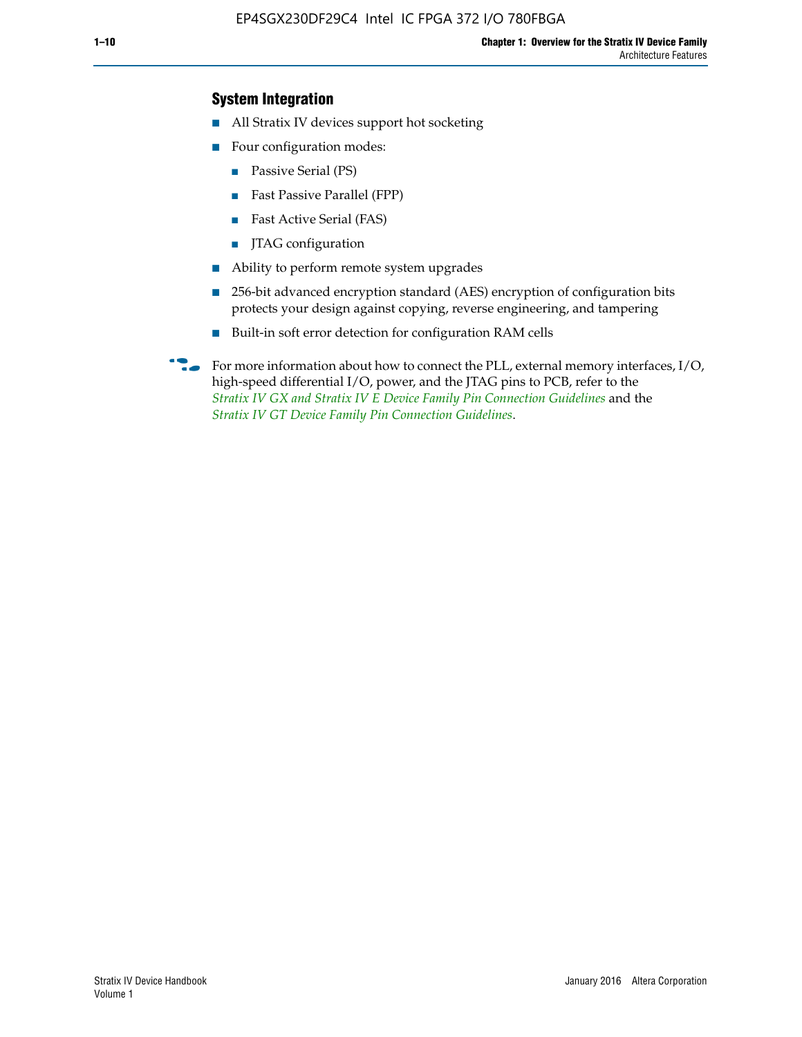### System Integration

- All Stratix IV devices support hot socketing
- Four configuration modes:
  - Passive Serial (PS)
  - Fast Passive Parallel (FPP)
  - Fast Active Serial (FAS)
  - JTAG configuration
- Ability to perform remote system upgrades
- 256-bit advanced encryption standard (AES) encryption of configuration bits protects your design against copying, reverse engineering, and tampering
- Built-in soft error detection for configuration RAM cells

For more information about how to connect the PLL, external memory interfaces, I/O, high-speed differential I/O, power, and the JTAG pins to PCB, refer to the *Stratix IV GX and Stratix IV E Device Family Pin Connection Guidelines* and the *Stratix IV GT Device Family Pin Connection Guidelines*.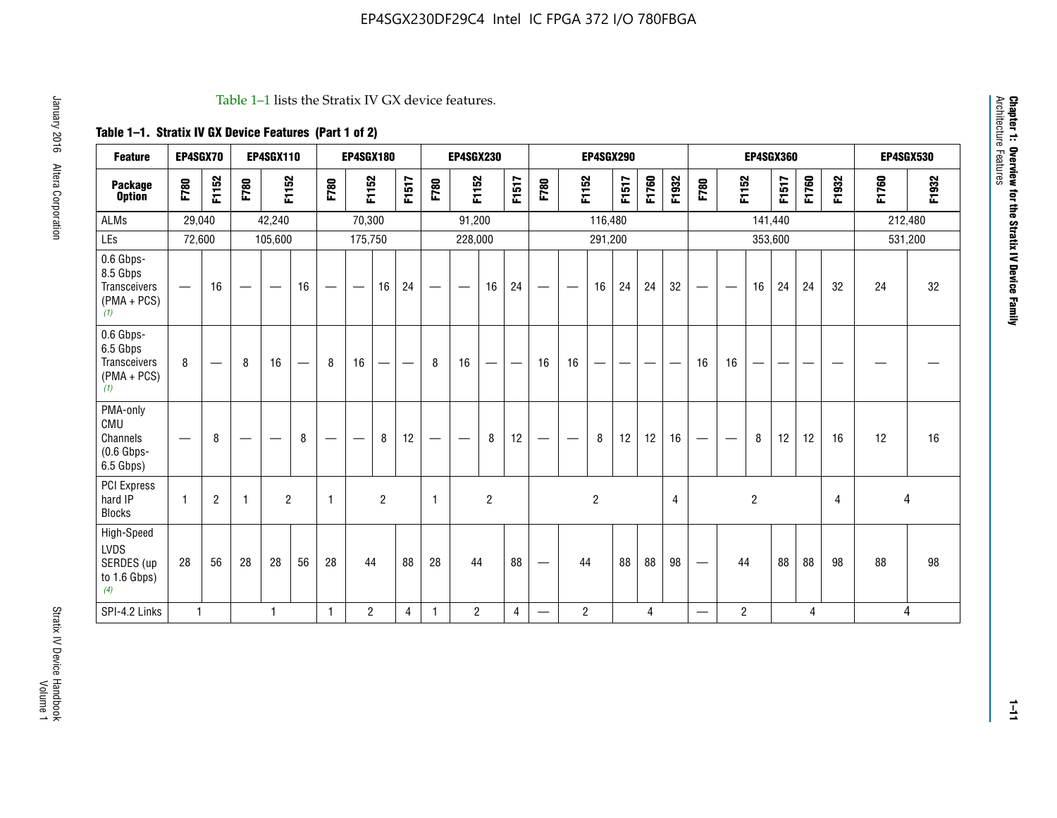Table 1–1 lists the Stratix IV GX device features.

**Table 1–1. Stratix IV GX Device Features (Part 1 of 2)**

| Feature | EP4SGX70 | | EP4SGX110 | | | EP4SGX180 | | | | EP4SGX230 | | | | EP4SGX290 | | | | | | EP4SGX360 | | | | | | EP4SGX530 | |
|---|---|---|---|---|---|---|---|---|---|---|---|---|---|---|---|---|---|---|---|---|---|---|---|---|---|---|---|
| **Package Option** | **F780** | **F1152** | **F780** | **F1152** | | **F780** | **F1152** | | **F1517** | **F780** | **F1152** | | **F1517** | **F780** | **F1152** | | **F1517** | **F1760** | **F1932** | **F780** | **F1152** | | **F1517** | **F1760** | **F1932** | **F1760** | **F1932** |
| ALMs | 29,040 | | 42,240 | | | 70,300 | | | | 91,200 | | | | 116,480 | | | | | | 141,440 | | | | | | 212,480 | |
| LEs | 72,600 | | 105,600 | | | 175,750 | | | | 228,000 | | | | 291,200 | | | | | | 353,600 | | | | | | 531,200 | |
| 0.6 Gbps-8.5 Gbps Transceivers (PMA + PCS) *(1)* | — | 16 | — | — | 16 | — | — | 16 | 24 | — | — | 16 | 24 | — | — | 16 | 24 | 24 | 32 | — | — | 16 | 24 | 24 | 32 | 24 | 32 |
| 0.6 Gbps-6.5 Gbps Transceivers (PMA + PCS) *(1)* | 8 | — | 8 | 16 | — | 8 | 16 | — | — | 8 | 16 | — | — | 16 | 16 | — | — | — | — | 16 | 16 | — | — | — | — | — | — |
| PMA-only CMU Channels (0.6 Gbps-6.5 Gbps) | — | 8 | — | — | 8 | — | — | 8 | 12 | — | — | 8 | 12 | — | — | 8 | 12 | 12 | 16 | — | — | 8 | 12 | 12 | 16 | 12 | 16 |
| PCI Express hard IP Blocks | 1 | 2 | 1 | 2 | | 1 | 2 | | | 1 | 2 | | | 2 | | | | | 4 | 2 | | | | | 4 | 4 | |
| High-Speed LVDS SERDES (up to 1.6 Gbps) *(4)* | 28 | 56 | 28 | 28 | 56 | 28 | 44 | | 88 | 28 | 44 | | 88 | — | 44 | | 88 | 88 | 98 | — | 44 | | 88 | 88 | 98 | 88 | 98 |
| SPI-4.2 Links | 1 | | 1 | | | 1 | 2 | | 4 | 1 | 2 | | 4 | — | 2 | | 4 | | | — | 2 | | 4 | | | 4 | |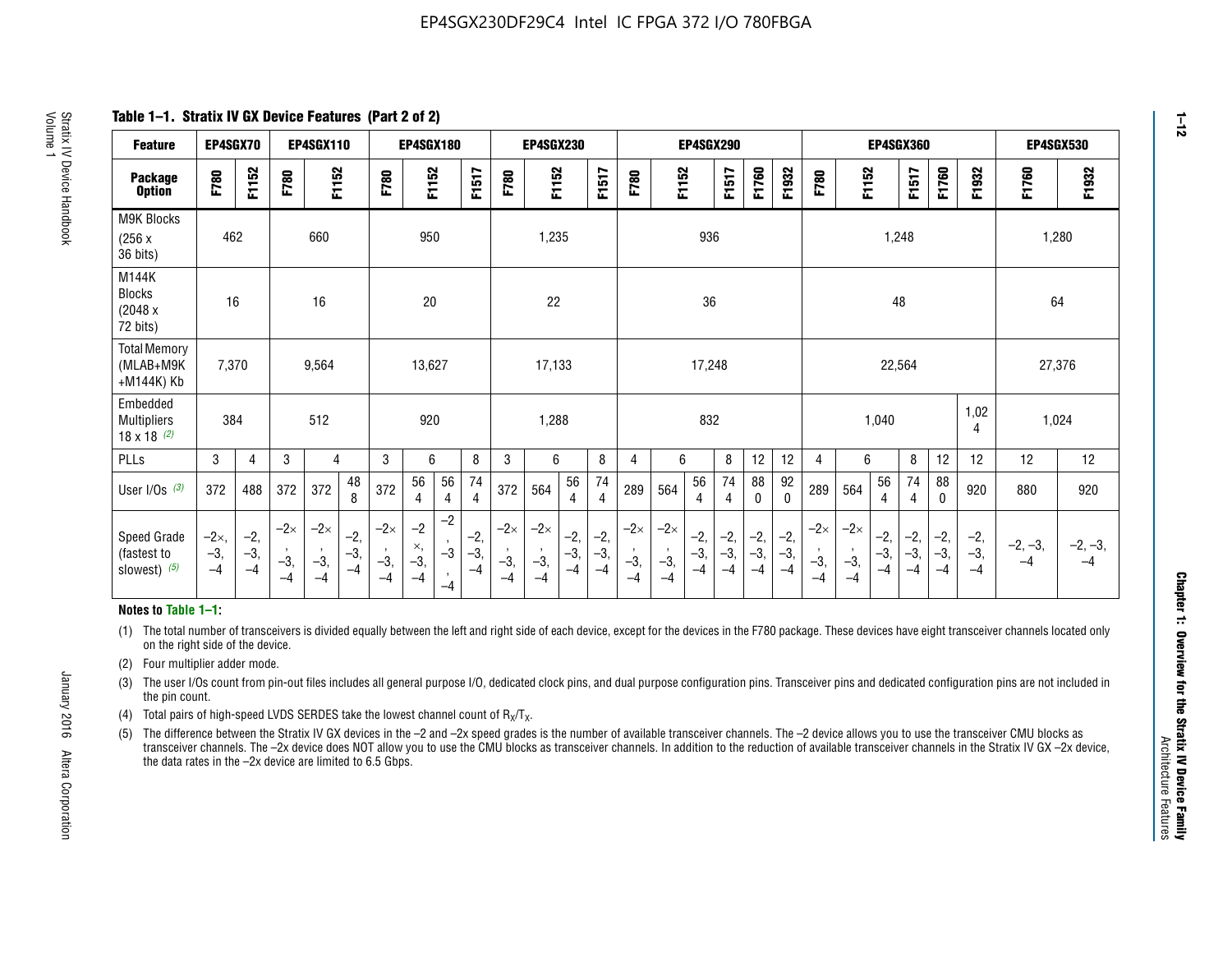## Table 1–1. Stratix IV GX Device Features (Part 2 of 2)

| Feature | EP4SGX70 | | EP4SGX110 | | | EP4SGX180 | | | | EP4SGX230 | | | | EP4SGX290 | | | | | | EP4SGX360 | | | | | | EP4SGX530 | |
|---|---|---|---|---|---|---|---|---|---|---|---|---|---|---|---|---|---|---|---|---|---|---|---|---|---|---|---|
| Package Option | F780 | F1152 | F780 | F1152 | | F780 | F1152 | | F1517 | F780 | F1152 | | F1517 | F780 | F1152 | | F1517 | F1760 | F1932 | F780 | F1152 | | F1517 | F1760 | F1932 | F1760 | F1932 |
| M9K Blocks (256 x 36 bits) | 462 | | 660 | | | 950 | | | | 1,235 | | | | 936 | | | | | | 1,248 | | | | | | 1,280 | |
| M144K Blocks (2048 x 72 bits) | 16 | | 16 | | | 20 | | | | 22 | | | | 36 | | | | | | 48 | | | | | | 64 | |
| Total Memory (MLAB+M9K +M144K) Kb | 7,370 | | 9,564 | | | 13,627 | | | | 17,133 | | | | 17,248 | | | | | | 22,564 | | | | | | 27,376 | |
| Embedded Multipliers 18 x 18 (2) | 384 | | 512 | | | 920 | | | | 1,288 | | | | 832 | | | | | | 1,040 | | | | | 1,024 | 1,024 | |
| PLLs | 3 | 4 | 3 | 4 | | 3 | 6 | | 8 | 3 | 6 | | 8 | 4 | 6 | | 8 | 12 | 12 | 4 | 6 | | 8 | 12 | 12 | 12 | 12 |
| User I/Os (3) | 372 | 488 | 372 | 372 | 488 | 372 | 564 | 564 | 744 | 372 | 564 | 564 | 744 | 289 | 564 | 564 | 744 | 880 | 920 | 289 | 564 | 564 | 744 | 880 | 920 | 880 | 920 |
| Speed Grade (fastest to slowest) (5) | –2×, –3, –4 | –2, –3, –4 | –2×, –3, –4 | –2×, –3, –4 | –2, –3, –4 | –2×, –3, –4 | –2×, –3, –4 | –2, –3, –4 | –2, –3, –4 | –2×, –3, –4 | –2×, –3, –4 | –2, –3, –4 | –2, –3, –4 | –2×, –3, –4 | –2×, –3, –4 | –2, –3, –4 | –2, –3, –4 | –2, –3, –4 | –2, –3, –4 | –2×, –3, –4 | –2×, –3, –4 | –2, –3, –4 | –2, –3, –4 | –2, –3, –4 | –2, –3, –4 | –2, –3, –4 | –2, –3, –4 |

**Notes to Table 1–1:**

(1) The total number of transceivers is divided equally between the left and right side of each device, except for the devices in the F780 package. These devices have eight transceiver channels located only on the right side of the device.

(2) Four multiplier adder mode.

(3) The user I/Os count from pin-out files includes all general purpose I/O, dedicated clock pins, and dual purpose configuration pins. Transceiver pins and dedicated configuration pins are not included in the pin count.

(4) Total pairs of high-speed LVDS SERDES take the lowest channel count of $R_X/T_X$.

(5) The difference between the Stratix IV GX devices in the –2 and –2x speed grades is the number of available transceiver channels. The –2 device allows you to use the transceiver CMU blocks as transceiver channels. The –2x device does NOT allow you to use the CMU blocks as transceiver channels. In addition to the reduction of available transceiver channels in the Stratix IV GX –2x device, the data rates in the –2x device are limited to 6.5 Gbps.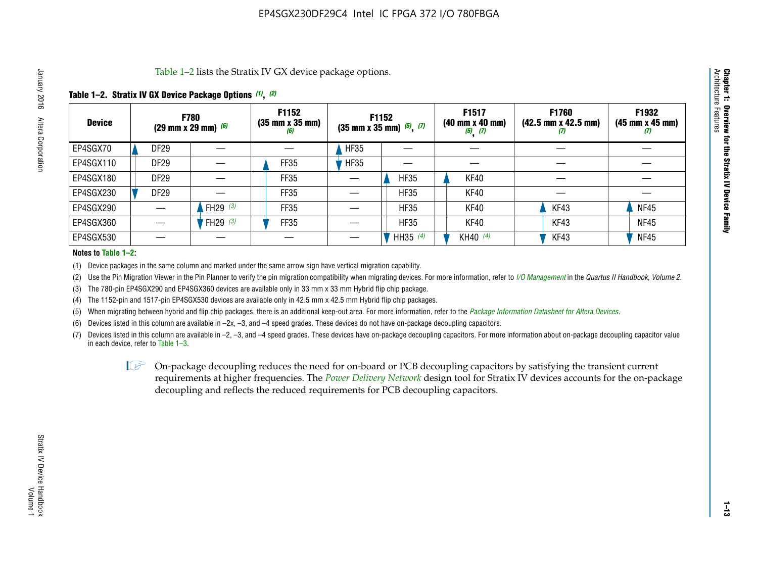Table 1–2 lists the Stratix IV GX device package options.

**Table 1–2. Stratix IV GX Device Package Options (1), (2)**

| Device | F780 (29 mm x 29 mm) (6) | | F1152 (35 mm x 35 mm) (6) | F1152 (35 mm x 35 mm) (5), (7) | | F1517 (40 mm x 40 mm) (5), (7) | F1760 (42.5 mm x 42.5 mm) (7) | F1932 (45 mm x 45 mm) (7) |
|---|---|---|---|---|---|---|---|---|
| EP4SGX70 | DF29 | — | — | HF35 | — | — | — | — |
| EP4SGX110 | DF29 | — | FF35 | HF35 | — | — | — | — |
| EP4SGX180 | DF29 | — | FF35 | — | HF35 | KF40 | — | — |
| EP4SGX230 | DF29 | — | FF35 | — | HF35 | KF40 | — | — |
| EP4SGX290 | — | FH29 (3) | FF35 | — | HF35 | KF40 | KF43 | NF45 |
| EP4SGX360 | — | FH29 (3) | FF35 | — | HF35 | KF40 | KF43 | NF45 |
| EP4SGX530 | — | — | — | — | HH35 (4) | KH40 (4) | KF43 | NF45 |

**Notes to Table 1–2:**

(1) Device packages in the same column and marked under the same arrow sign have vertical migration capability.

(2) Use the Pin Migration Viewer in the Pin Planner to verify the pin migration compatibility when migrating devices. For more information, refer to *I/O Management* in the *Quartus II Handbook, Volume 2*.

(3) The 780-pin EP4SGX290 and EP4SGX360 devices are available only in 33 mm x 33 mm Hybrid flip chip package.

(4) The 1152-pin and 1517-pin EP4SGX530 devices are available only in 42.5 mm x 42.5 mm Hybrid flip chip packages.

(5) When migrating between hybrid and flip chip packages, there is an additional keep-out area. For more information, refer to the *Package Information Datasheet for Altera Devices*.

(6) Devices listed in this column are available in –2x, –3, and –4 speed grades. These devices do not have on-package decoupling capacitors.

(7) Devices listed in this column are available in –2, –3, and –4 speed grades. These devices have on-package decoupling capacitors. For more information about on-package decoupling capacitor value in each device, refer to Table 1–3.

On-package decoupling reduces the need for on-board or PCB decoupling capacitors by satisfying the transient current requirements at higher frequencies. The *Power Delivery Network* design tool for Stratix IV devices accounts for the on-package decoupling and reflects the reduced requirements for PCB decoupling capacitors.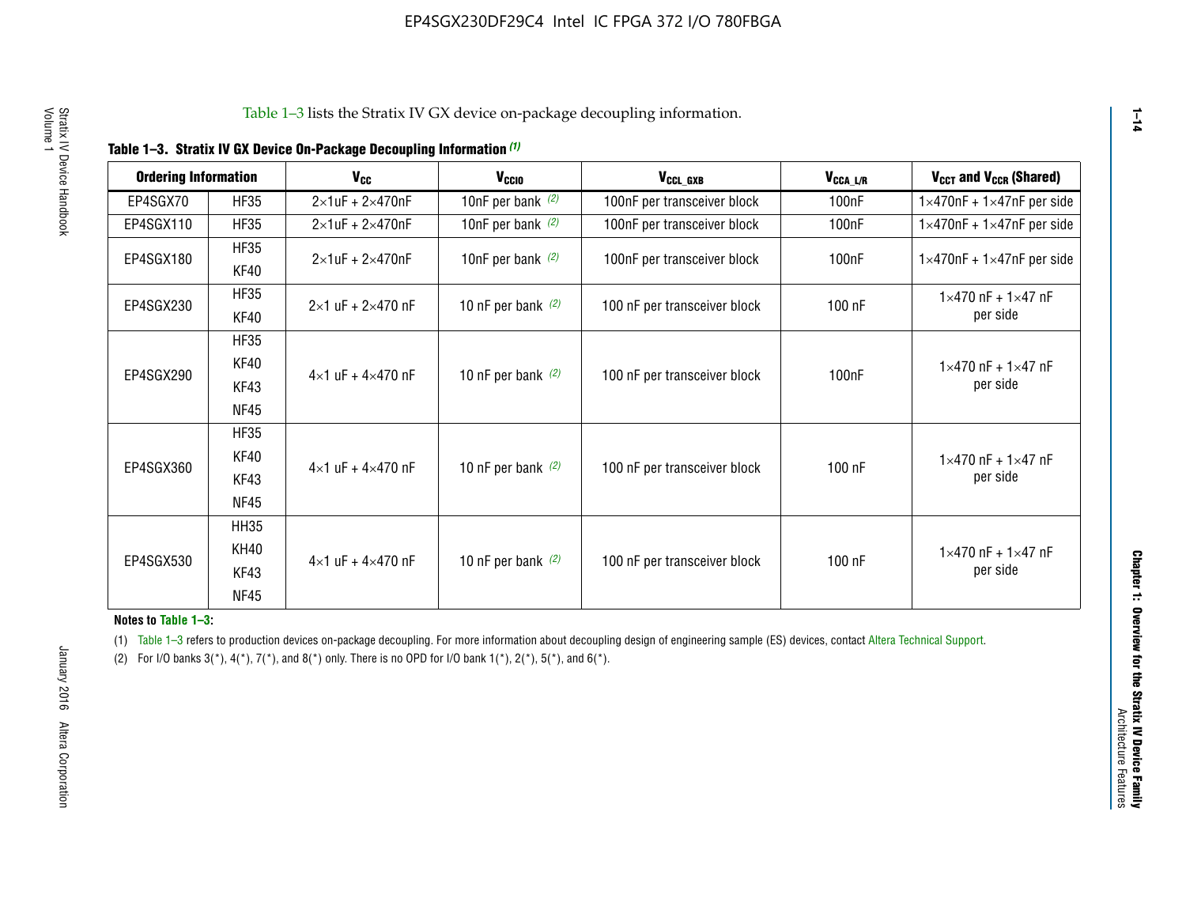Table 1–3 lists the Stratix IV GX device on-package decoupling information.

**Table 1–3. Stratix IV GX Device On-Package Decoupling Information (1)**

| Ordering Information | | $V_{CC}$ | $V_{CCIO}$ | $V_{CCL\_GXB}$ | $V_{CCA\_L/R}$ | $V_{CCT}$ and $V_{CCR}$ (Shared) |
|---|---|---|---|---|---|---|
| EP4SGX70 | HF35 | 2×1uF + 2×470nF | 10nF per bank (2) | 100nF per transceiver block | 100nF | 1×470nF + 1×47nF per side |
| EP4SGX110 | HF35 | 2×1uF + 2×470nF | 10nF per bank (2) | 100nF per transceiver block | 100nF | 1×470nF + 1×47nF per side |
| EP4SGX180 | HF35<br>KF40 | 2×1uF + 2×470nF | 10nF per bank (2) | 100nF per transceiver block | 100nF | 1×470nF + 1×47nF per side |
| EP4SGX230 | HF35<br>KF40 | 2×1 uF + 2×470 nF | 10 nF per bank (2) | 100 nF per transceiver block | 100 nF | 1×470 nF + 1×47 nF per side |
| EP4SGX290 | HF35<br>KF40<br>KF43<br>NF45 | 4×1 uF + 4×470 nF | 10 nF per bank (2) | 100 nF per transceiver block | 100nF | 1×470 nF + 1×47 nF per side |
| EP4SGX360 | HF35<br>KF40<br>KF43<br>NF45 | 4×1 uF + 4×470 nF | 10 nF per bank (2) | 100 nF per transceiver block | 100 nF | 1×470 nF + 1×47 nF per side |
| EP4SGX530 | HH35<br>KH40<br>KF43<br>NF45 | 4×1 uF + 4×470 nF | 10 nF per bank (2) | 100 nF per transceiver block | 100 nF | 1×470 nF + 1×47 nF per side |

**Notes to Table 1–3:**

(1) Table 1–3 refers to production devices on-package decoupling. For more information about decoupling design of engineering sample (ES) devices, contact Altera Technical Support.

(2) For I/O banks 3(*), 4(*), 7(*), and 8(*) only. There is no OPD for I/O bank 1(*), 2(*), 5(*), and 6(*).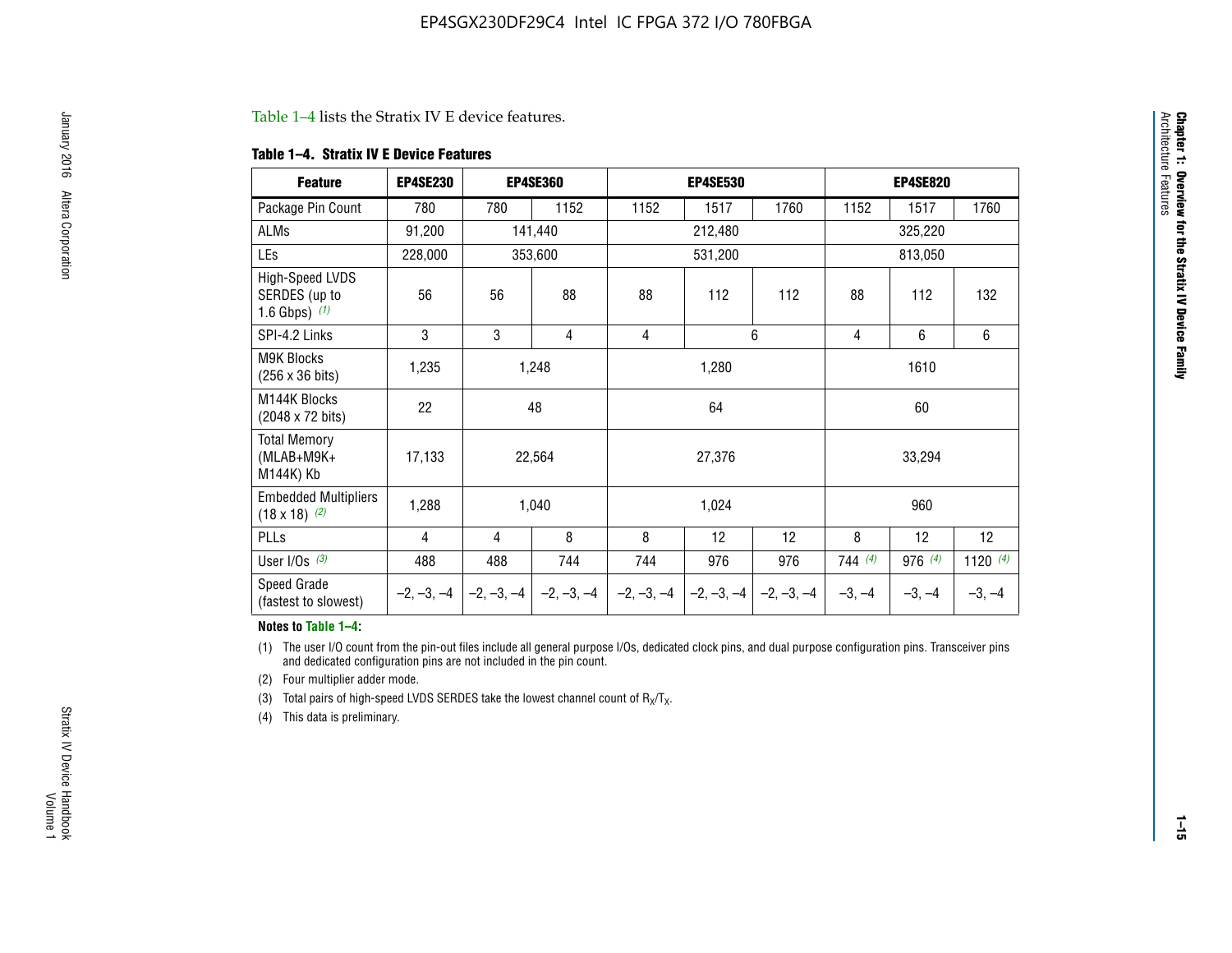Table 1–4 lists the Stratix IV E device features.

**Table 1–4. Stratix IV E Device Features**

| Feature | EP4SE230 | EP4SE360 | | EP4SE530 | | | EP4SE820 | | |
|---|---|---|---|---|---|---|---|---|---|
| Package Pin Count | 780 | 780 | 1152 | 1152 | 1517 | 1760 | 1152 | 1517 | 1760 |
| ALMs | 91,200 | 141,440 | | 212,480 | | | 325,220 | | |
| LEs | 228,000 | 353,600 | | 531,200 | | | 813,050 | | |
| High-Speed LVDS SERDES (up to 1.6 Gbps) *(1)* | 56 | 56 | 88 | 88 | 112 | 112 | 88 | 112 | 132 |
| SPI-4.2 Links | 3 | 3 | 4 | 4 | 6 | | 4 | 6 | 6 |
| M9K Blocks (256 x 36 bits) | 1,235 | 1,248 | | 1,280 | | | 1610 | | |
| M144K Blocks (2048 x 72 bits) | 22 | 48 | | 64 | | | 60 | | |
| Total Memory (MLAB+M9K+ M144K) Kb | 17,133 | 22,564 | | 27,376 | | | 33,294 | | |
| Embedded Multipliers (18 x 18) *(2)* | 1,288 | 1,040 | | 1,024 | | | 960 | | |
| PLLs | 4 | 4 | 8 | 8 | 12 | 12 | 8 | 12 | 12 |
| User I/Os *(3)* | 488 | 488 | 744 | 744 | 976 | 976 | 744 *(4)* | 976 *(4)* | 1120 *(4)* |
| Speed Grade (fastest to slowest) | –2, –3, –4 | –2, –3, –4 | –2, –3, –4 | –2, –3, –4 | –2, –3, –4 | –2, –3, –4 | –3, –4 | –3, –4 | –3, –4 |

**Notes to Table 1–4:**

(1) The user I/O count from the pin-out files include all general purpose I/Os, dedicated clock pins, and dual purpose configuration pins. Transceiver pins and dedicated configuration pins are not included in the pin count.

(2) Four multiplier adder mode.

(3) Total pairs of high-speed LVDS SERDES take the lowest channel count of $R_X/T_X$.

(4) This data is preliminary.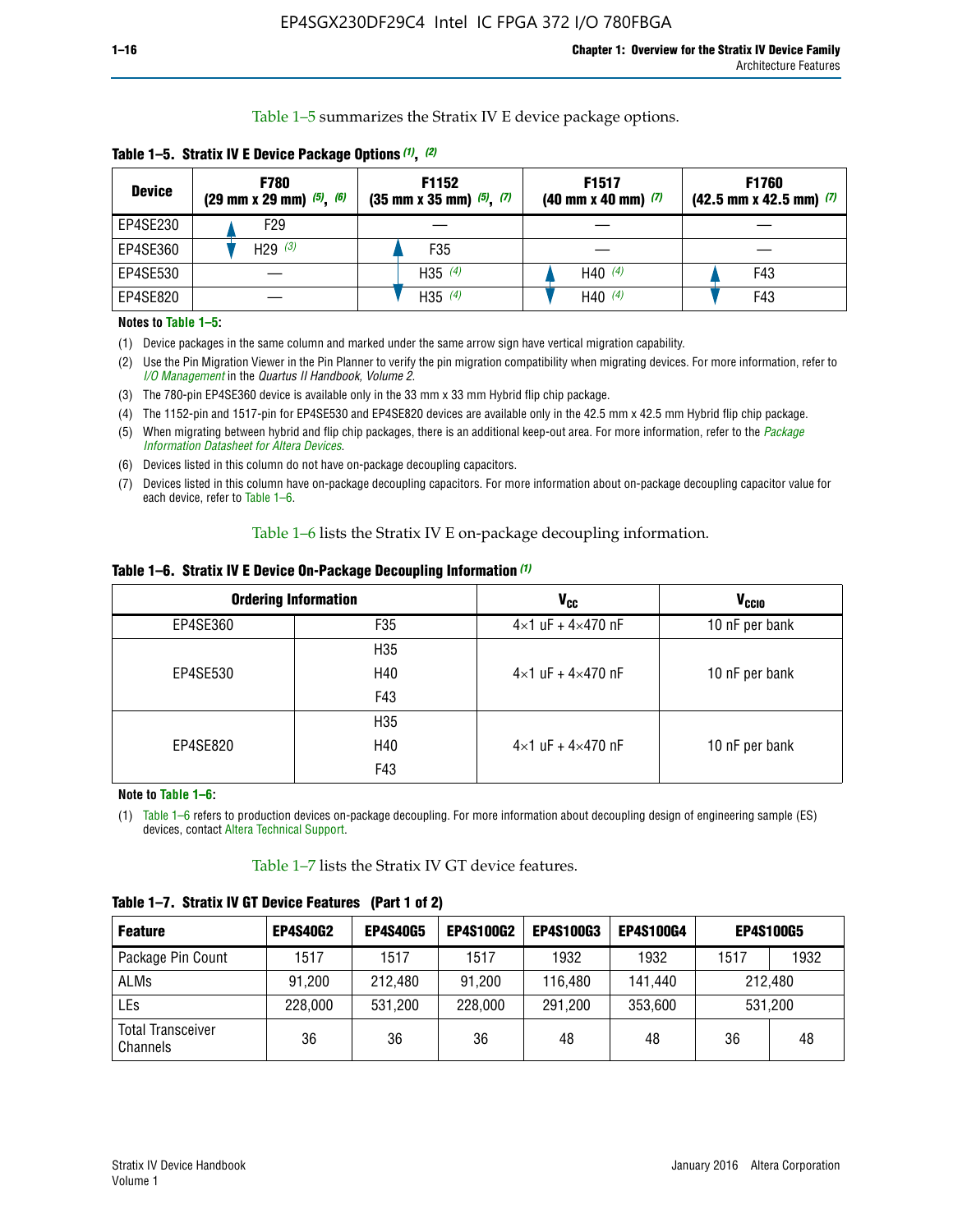Table 1–5 summarizes the Stratix IV E device package options.

**Table 1–5. Stratix IV E Device Package Options (1), (2)**

| Device | F780 (29 mm x 29 mm) (5), (6) | F1152 (35 mm x 35 mm) (5), (7) | F1517 (40 mm x 40 mm) (7) | F1760 (42.5 mm x 42.5 mm) (7) |
|---|---|---|---|---|
| EP4SE230 | F29 | — | — | — |
| EP4SE360 | H29 (3) | F35 | — | — |
| EP4SE530 | — | H35 (4) | H40 (4) | F43 |
| EP4SE820 | — | H35 (4) | H40 (4) | F43 |

**Notes to Table 1–5:**

(1) Device packages in the same column and marked under the same arrow sign have vertical migration capability.

(2) Use the Pin Migration Viewer in the Pin Planner to verify the pin migration compatibility when migrating devices. For more information, refer to *I/O Management* in the *Quartus II Handbook, Volume 2*.

(3) The 780-pin EP4SE360 device is available only in the 33 mm x 33 mm Hybrid flip chip package.

(4) The 1152-pin and 1517-pin for EP4SE530 and EP4SE820 devices are available only in the 42.5 mm x 42.5 mm Hybrid flip chip package.

(5) When migrating between hybrid and flip chip packages, there is an additional keep-out area. For more information, refer to the *Package Information Datasheet for Altera Devices*.

(6) Devices listed in this column do not have on-package decoupling capacitors.

(7) Devices listed in this column have on-package decoupling capacitors. For more information about on-package decoupling capacitor value for each device, refer to Table 1–6.

Table 1–6 lists the Stratix IV E on-package decoupling information.

**Table 1–6. Stratix IV E Device On-Package Decoupling Information (1)**

| Ordering Information | | $V_{CC}$ | $V_{CCIO}$ |
|---|---|---|---|
| EP4SE360 | F35 | 4×1 uF + 4×470 nF | 10 nF per bank |
| EP4SE530 | H35<br>H40<br>F43 | 4×1 uF + 4×470 nF | 10 nF per bank |
| EP4SE820 | H35<br>H40<br>F43 | 4×1 uF + 4×470 nF | 10 nF per bank |

**Note to Table 1–6:**

(1) Table 1–6 refers to production devices on-package decoupling. For more information about decoupling design of engineering sample (ES) devices, contact Altera Technical Support.

Table 1–7 lists the Stratix IV GT device features.

**Table 1–7. Stratix IV GT Device Features (Part 1 of 2)**

| Feature | EP4S40G2 | EP4S40G5 | EP4S100G2 | EP4S100G3 | EP4S100G4 | EP4S100G5 | |
|---|---|---|---|---|---|---|---|
| Package Pin Count | 1517 | 1517 | 1517 | 1932 | 1932 | 1517 | 1932 |
| ALMs | 91,200 | 212,480 | 91,200 | 116,480 | 141,440 | 212,480 | |
| LEs | 228,000 | 531,200 | 228,000 | 291,200 | 353,600 | 531,200 | |
| Total Transceiver Channels | 36 | 36 | 36 | 48 | 48 | 36 | 48 |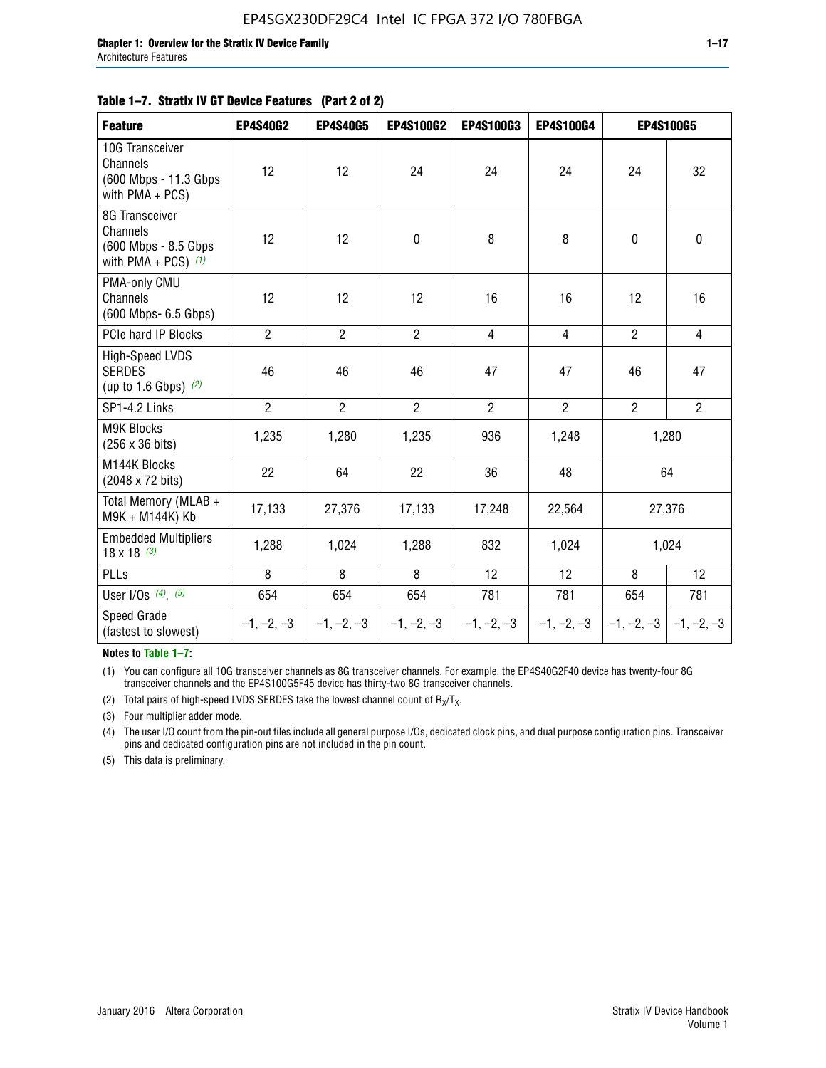**Table 1–7. Stratix IV GT Device Features (Part 2 of 2)**

| Feature | EP4S40G2 | EP4S40G5 | EP4S100G2 | EP4S100G3 | EP4S100G4 | EP4S100G5 | |
|---|---|---|---|---|---|---|---|
| 10G Transceiver Channels (600 Mbps - 11.3 Gbps with PMA + PCS) | 12 | 12 | 24 | 24 | 24 | 24 | 32 |
| 8G Transceiver Channels (600 Mbps - 8.5 Gbps with PMA + PCS) *(1)* | 12 | 12 | 0 | 8 | 8 | 0 | 0 |
| PMA-only CMU Channels (600 Mbps- 6.5 Gbps) | 12 | 12 | 12 | 16 | 16 | 12 | 16 |
| PCIe hard IP Blocks | 2 | 2 | 2 | 4 | 4 | 2 | 4 |
| High-Speed LVDS SERDES (up to 1.6 Gbps) *(2)* | 46 | 46 | 46 | 47 | 47 | 46 | 47 |
| SP1-4.2 Links | 2 | 2 | 2 | 2 | 2 | 2 | 2 |
| M9K Blocks (256 x 36 bits) | 1,235 | 1,280 | 1,235 | 936 | 1,248 | 1,280 | |
| M144K Blocks (2048 x 72 bits) | 22 | 64 | 22 | 36 | 48 | 64 | |
| Total Memory (MLAB + M9K + M144K) Kb | 17,133 | 27,376 | 17,133 | 17,248 | 22,564 | 27,376 | |
| Embedded Multipliers 18 x 18 *(3)* | 1,288 | 1,024 | 1,288 | 832 | 1,024 | 1,024 | |
| PLLs | 8 | 8 | 8 | 12 | 12 | 8 | 12 |
| User I/Os *(4)*, *(5)* | 654 | 654 | 654 | 781 | 781 | 654 | 781 |
| Speed Grade (fastest to slowest) | –1, –2, –3 | –1, –2, –3 | –1, –2, –3 | –1, –2, –3 | –1, –2, –3 | –1, –2, –3 | –1, –2, –3 |

**Notes to Table 1–7:**

(1) You can configure all 10G transceiver channels as 8G transceiver channels. For example, the EP4S40G2F40 device has twenty-four 8G transceiver channels and the EP4S100G5F45 device has thirty-two 8G transceiver channels.

(2) Total pairs of high-speed LVDS SERDES take the lowest channel count of $R_X/T_X$.

(3) Four multiplier adder mode.

(4) The user I/O count from the pin-out files include all general purpose I/Os, dedicated clock pins, and dual purpose configuration pins. Transceiver pins and dedicated configuration pins are not included in the pin count.

(5) This data is preliminary.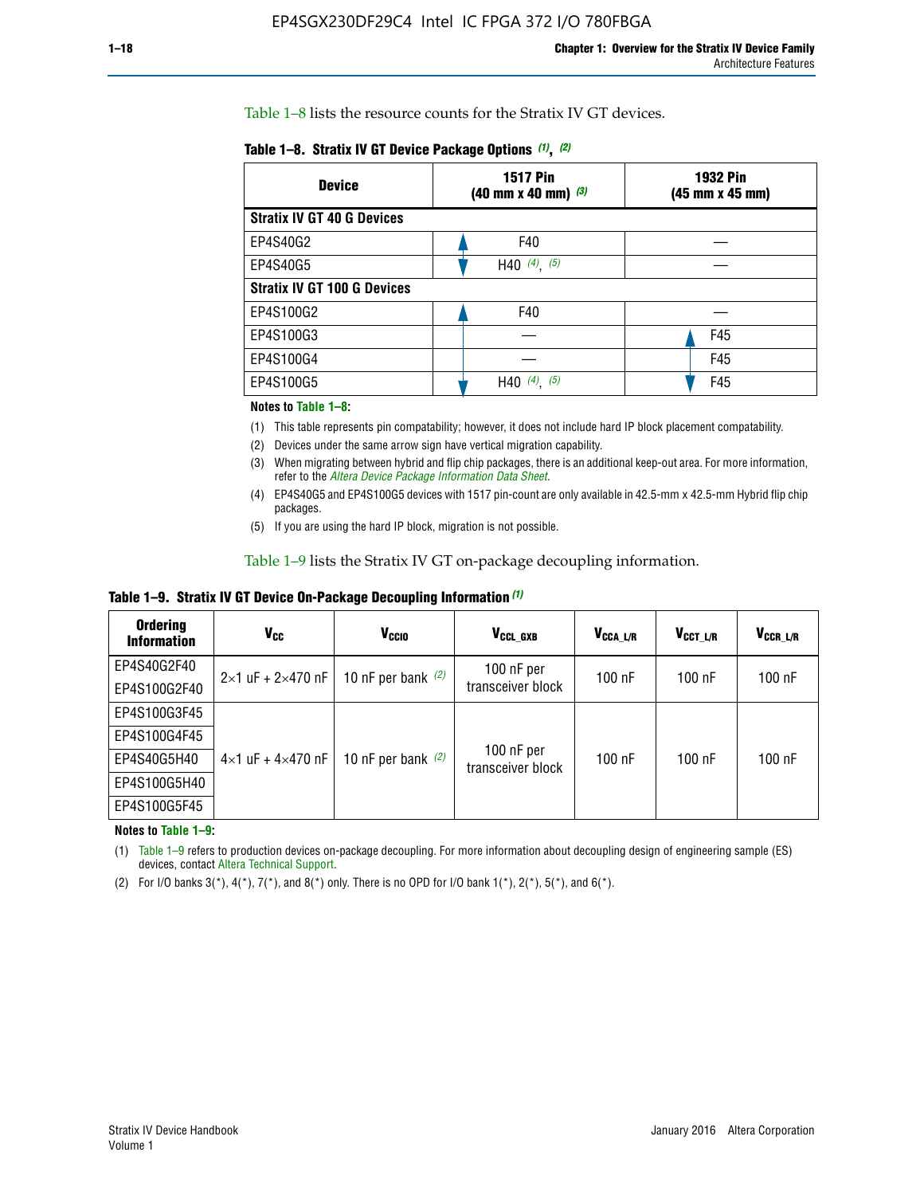Table 1–8 lists the resource counts for the Stratix IV GT devices.

**Table 1–8. Stratix IV GT Device Package Options (1), (2)**

| Device | 1517 Pin (40 mm x 40 mm) (3) | 1932 Pin (45 mm x 45 mm) |
|---|---|---|
| **Stratix IV GT 40 G Devices** | | |
| EP4S40G2 | F40 | — |
| EP4S40G5 | H40 (4), (5) | — |
| **Stratix IV GT 100 G Devices** | | |
| EP4S100G2 | F40 | — |
| EP4S100G3 | — | F45 |
| EP4S100G4 | — | F45 |
| EP4S100G5 | H40 (4), (5) | F45 |

**Notes to Table 1–8:**

(1) This table represents pin compatability; however, it does not include hard IP block placement compatability.

(2) Devices under the same arrow sign have vertical migration capability.

(3) When migrating between hybrid and flip chip packages, there is an additional keep-out area. For more information, refer to the *Altera Device Package Information Data Sheet*.

(4) EP4S40G5 and EP4S100G5 devices with 1517 pin-count are only available in 42.5-mm x 42.5-mm Hybrid flip chip packages.

(5) If you are using the hard IP block, migration is not possible.

Table 1–9 lists the Stratix IV GT on-package decoupling information.

**Table 1–9. Stratix IV GT Device On-Package Decoupling Information (1)**

| Ordering Information | $V_{CC}$ | $V_{CCIO}$ | $V_{CCL\_GXB}$ | $V_{CCA\_L/R}$ | $V_{CCT\_L/R}$ | $V_{CCR\_L/R}$ |
|---|---|---|---|---|---|---|
| EP4S40G2F40 | 2×1 uF + 2×470 nF | 10 nF per bank (2) | 100 nF per transceiver block | 100 nF | 100 nF | 100 nF |
| EP4S100G2F40 | | | | | | |
| EP4S100G3F45 | 4×1 uF + 4×470 nF | 10 nF per bank (2) | 100 nF per transceiver block | 100 nF | 100 nF | 100 nF |
| EP4S100G4F45 | | | | | | |
| EP4S40G5H40 | | | | | | |
| EP4S100G5H40 | | | | | | |
| EP4S100G5F45 | | | | | | |

**Notes to Table 1–9:**

(1) Table 1–9 refers to production devices on-package decoupling. For more information about decoupling design of engineering sample (ES) devices, contact Altera Technical Support.

(2) For I/O banks 3(*), 4(*), 7(*), and 8(*) only. There is no OPD for I/O bank 1(*), 2(*), 5(*), and 6(*).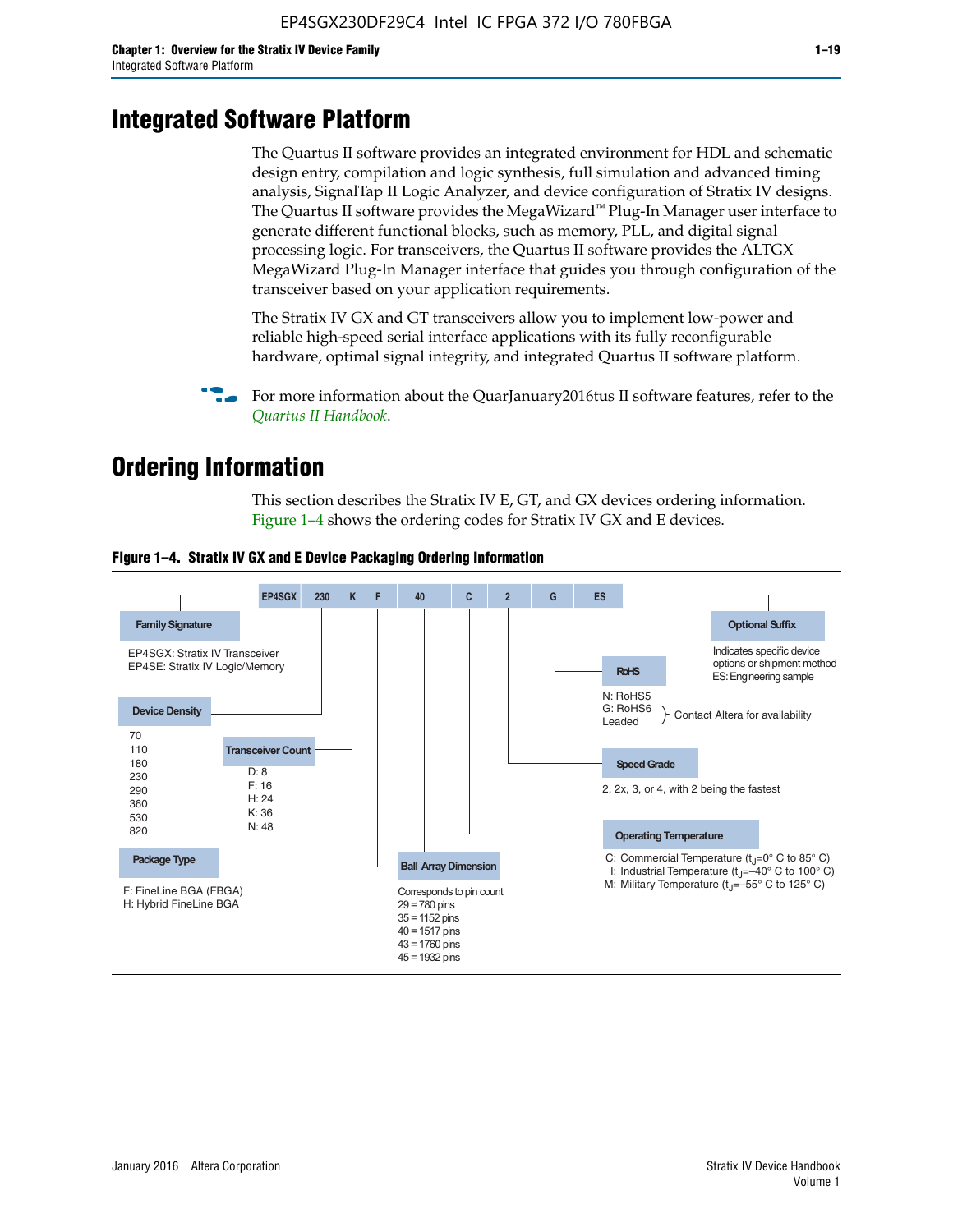# Integrated Software Platform

The Quartus II software provides an integrated environment for HDL and schematic design entry, compilation and logic synthesis, full simulation and advanced timing analysis, SignalTap II Logic Analyzer, and device configuration of Stratix IV designs. The Quartus II software provides the MegaWizard™ Plug-In Manager user interface to generate different functional blocks, such as memory, PLL, and digital signal processing logic. For transceivers, the Quartus II software provides the ALTGX MegaWizard Plug-In Manager interface that guides you through configuration of the transceiver based on your application requirements.

The Stratix IV GX and GT transceivers allow you to implement low-power and reliable high-speed serial interface applications with its fully reconfigurable hardware, optimal signal integrity, and integrated Quartus II software platform.

For more information about the QuarJanuary2016tus II software features, refer to the *Quartus II Handbook*.

# Ordering Information

This section describes the Stratix IV E, GT, and GX devices ordering information. Figure 1–4 shows the ordering codes for Stratix IV GX and E devices.

**Figure 1–4. Stratix IV GX and E Device Packaging Ordering Information**

EP4SGX | 230 | K | F | 40 | C | 2 | G | ES

**Family Signature**
- EP4SGX: Stratix IV Transceiver
- EP4SE: Stratix IV Logic/Memory

**Device Density**
70, 110, 180, 230, 290, 360, 530, 820

**Transceiver Count**
- D: 8
- F: 16
- H: 24
- K: 36
- N: 48

**Package Type**
- F: FineLine BGA (FBGA)
- H: Hybrid FineLine BGA

**Ball Array Dimension**
Corresponds to pin count
- 29 = 780 pins
- 35 = 1152 pins
- 40 = 1517 pins
- 43 = 1760 pins
- 45 = 1932 pins

**Operating Temperature**
- C: Commercial Temperature ($t_J$=0° C to 85° C)
- I: Industrial Temperature ($t_J$=–40° C to 100° C)
- M: Military Temperature ($t_J$=–55° C to 125° C)

**Speed Grade**
2, 2x, 3, or 4, with 2 being the fastest

**RoHS**
- N: RoHS5
- G: RoHS6
- Leaded

} Contact Altera for availability

**Optional Suffix**
Indicates specific device options or shipment method
ES: Engineering sample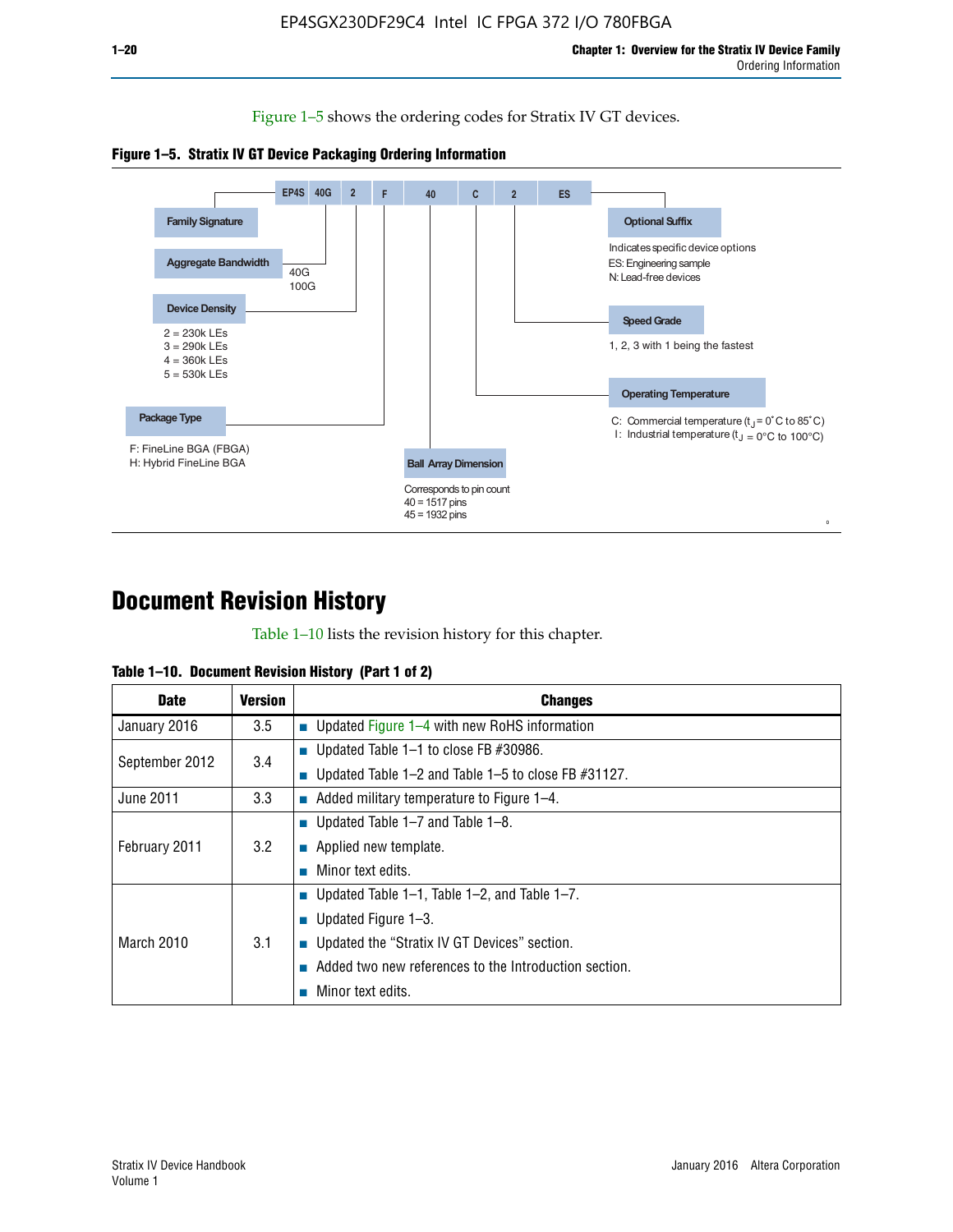Figure 1–5 shows the ordering codes for Stratix IV GT devices.

**Figure 1–5. Stratix IV GT Device Packaging Ordering Information**

EP4S 40G 2 F 40 C 2 ES

- **Family Signature**
- **Aggregate Bandwidth**: 40G, 100G
- **Device Density**: 2 = 230k LEs, 3 = 290k LEs, 4 = 360k LEs, 5 = 530k LEs
- **Package Type**: F: FineLine BGA (FBGA), H: Hybrid FineLine BGA
- **Ball Array Dimension**: Corresponds to pin count, 40 = 1517 pins, 45 = 1932 pins
- **Operating Temperature**: C: Commercial temperature ($t_J$ = 0˚C to 85˚C), I: Industrial temperature ($t_J$ = 0°C to 100°C)
- **Speed Grade**: 1, 2, 3 with 1 being the fastest
- **Optional Suffix**: Indicates specific device options, ES: Engineering sample, N: Lead-free devices

# Document Revision History

Table 1–10 lists the revision history for this chapter.

**Table 1–10. Document Revision History (Part 1 of 2)**

| Date | Version | Changes |
|---|---|---|
| January 2016 | 3.5 | ■ Updated Figure 1–4 with new RoHS information |
| September 2012 | 3.4 | ■ Updated Table 1–1 to close FB #30986.<br>■ Updated Table 1–2 and Table 1–5 to close FB #31127. |
| June 2011 | 3.3 | ■ Added military temperature to Figure 1–4. |
| February 2011 | 3.2 | ■ Updated Table 1–7 and Table 1–8.<br>■ Applied new template.<br>■ Minor text edits. |
| March 2010 | 3.1 | ■ Updated Table 1–1, Table 1–2, and Table 1–7.<br>■ Updated Figure 1–3.<br>■ Updated the “Stratix IV GT Devices” section.<br>■ Added two new references to the Introduction section.<br>■ Minor text edits. |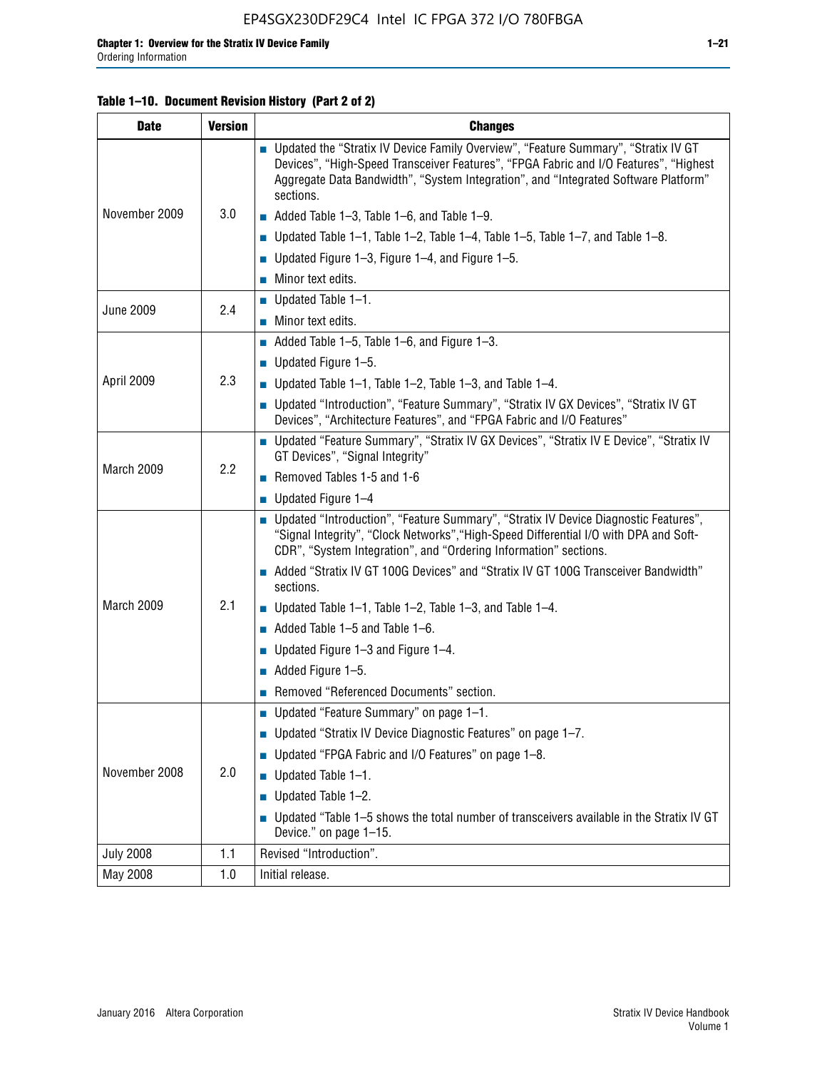**Table 1–10. Document Revision History (Part 2 of 2)**

| Date | Version | Changes |
|---|---|---|
| November 2009 | 3.0 | ■ Updated the "Stratix IV Device Family Overview", "Feature Summary", "Stratix IV GT Devices", "High-Speed Transceiver Features", "FPGA Fabric and I/O Features", "Highest Aggregate Data Bandwidth", "System Integration", and "Integrated Software Platform" sections.<br>■ Added Table 1–3, Table 1–6, and Table 1–9.<br>■ Updated Table 1–1, Table 1–2, Table 1–4, Table 1–5, Table 1–7, and Table 1–8.<br>■ Updated Figure 1–3, Figure 1–4, and Figure 1–5.<br>■ Minor text edits. |
| June 2009 | 2.4 | ■ Updated Table 1–1.<br>■ Minor text edits. |
| April 2009 | 2.3 | ■ Added Table 1–5, Table 1–6, and Figure 1–3.<br>■ Updated Figure 1–5.<br>■ Updated Table 1–1, Table 1–2, Table 1–3, and Table 1–4.<br>■ Updated "Introduction", "Feature Summary", "Stratix IV GX Devices", "Stratix IV GT Devices", "Architecture Features", and "FPGA Fabric and I/O Features" |
| March 2009 | 2.2 | ■ Updated "Feature Summary", "Stratix IV GX Devices", "Stratix IV E Device", "Stratix IV GT Devices", "Signal Integrity"<br>■ Removed Tables 1-5 and 1-6<br>■ Updated Figure 1–4 |
| March 2009 | 2.1 | ■ Updated "Introduction", "Feature Summary", "Stratix IV Device Diagnostic Features", "Signal Integrity", "Clock Networks","High-Speed Differential I/O with DPA and Soft-CDR", "System Integration", and "Ordering Information" sections.<br>■ Added "Stratix IV GT 100G Devices" and "Stratix IV GT 100G Transceiver Bandwidth" sections.<br>■ Updated Table 1–1, Table 1–2, Table 1–3, and Table 1–4.<br>■ Added Table 1–5 and Table 1–6.<br>■ Updated Figure 1–3 and Figure 1–4.<br>■ Added Figure 1–5.<br>■ Removed "Referenced Documents" section. |
| November 2008 | 2.0 | ■ Updated "Feature Summary" on page 1–1.<br>■ Updated "Stratix IV Device Diagnostic Features" on page 1–7.<br>■ Updated "FPGA Fabric and I/O Features" on page 1–8.<br>■ Updated Table 1–1.<br>■ Updated Table 1–2.<br>■ Updated "Table 1–5 shows the total number of transceivers available in the Stratix IV GT Device." on page 1–15. |
| July 2008 | 1.1 | Revised "Introduction". |
| May 2008 | 1.0 | Initial release. |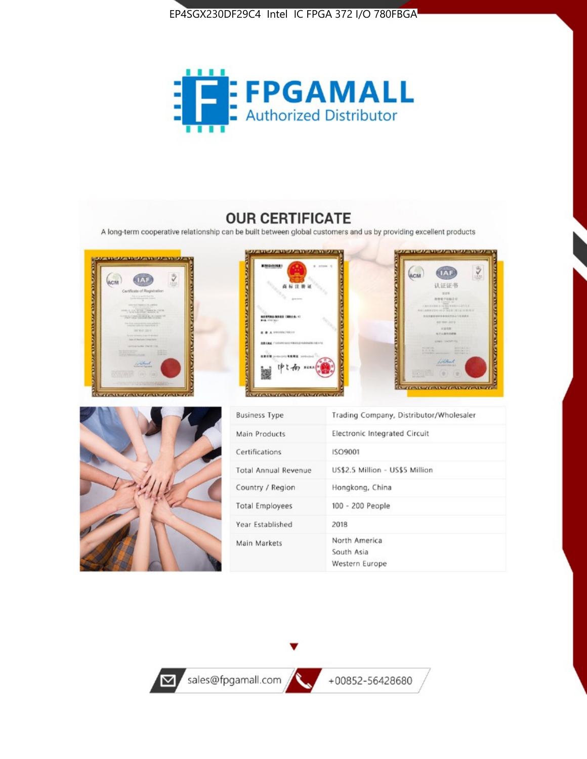FPGAMALL

Authorized Distributor

# OUR CERTIFICATE

A long-term cooperative relationship can be built between global customers and us by providing excellent products

| | |
|---|---|
| Business Type | Trading Company, Distributor/Wholesaler |
| Main Products | Electronic Integrated Circuit |
| Certifications | ISO9001 |
| Total Annual Revenue | US$2.5 Million - US$5 Million |
| Country / Region | Hongkong, China |
| Total Employees | 100 - 200 People |
| Year Established | 2018 |
| Main Markets | North America<br>South Asia<br>Western Europe |

sales@fpgamall.com

+00852-56428680